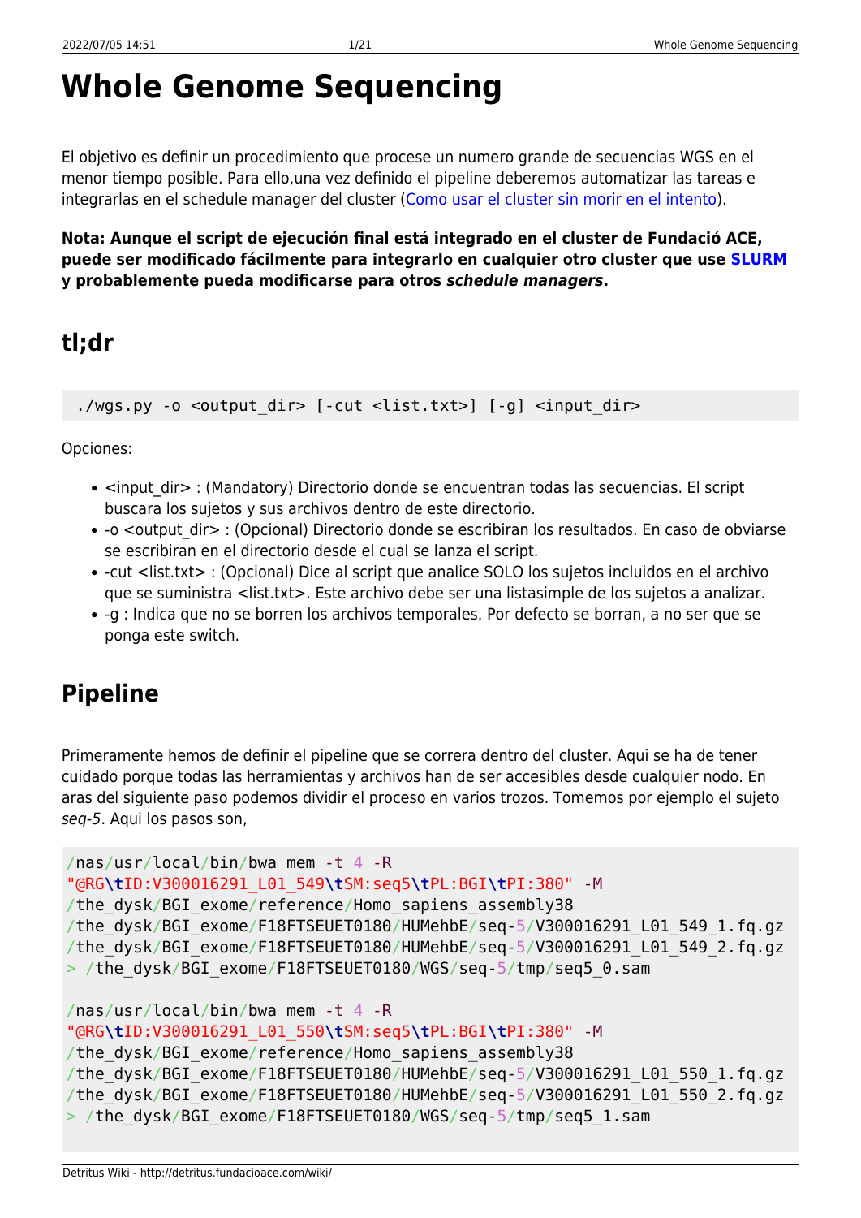# Whole Genome Sequencing

El objetivo es definir un procedimiento que procese un numero grande de secuencias WGS en el menor tiempo posible. Para ello,una vez definido el pipeline deberemos automatizar las tareas e integrarlas en el schedule manager del cluster (Como usar el cluster sin morir en el intento).

**Nota: Aunque el script de ejecución final está integrado en el cluster de Fundació ACE, puede ser modificado fácilmente para integrarlo en cualquier otro cluster que use SLURM y probablemente pueda modificarse para otros *schedule managers*.**

## tl;dr

```
./wgs.py -o <output_dir> [-cut <list.txt>] [-g] <input_dir>
```

Opciones:

- <input_dir> : (Mandatory) Directorio donde se encuentran todas las secuencias. El script buscara los sujetos y sus archivos dentro de este directorio.
- -o <output_dir> : (Opcional) Directorio donde se escribiran los resultados. En caso de obviarse se escribiran en el directorio desde el cual se lanza el script.
- -cut <list.txt> : (Opcional) Dice al script que analice SOLO los sujetos incluidos en el archivo que se suministra <list.txt>. Este archivo debe ser una listasimple de los sujetos a analizar.
- -g : Indica que no se borren los archivos temporales. Por defecto se borran, a no ser que se ponga este switch.

## Pipeline

Primeramente hemos de definir el pipeline que se correra dentro del cluster. Aqui se ha de tener cuidado porque todas las herramientas y archivos han de ser accesibles desde cualquier nodo. En aras del siguiente paso podemos dividir el proceso en varios trozos. Tomemos por ejemplo el sujeto *seq-5*. Aqui los pasos son,

```
/nas/usr/local/bin/bwa mem -t 4 -R
"@RG\tID:V300016291_L01_549\tSM:seq5\tPL:BGI\tPI:380" -M
/the_dysk/BGI_exome/reference/Homo_sapiens_assembly38
/the_dysk/BGI_exome/F18FTSEUET0180/HUMehbE/seq-5/V300016291_L01_549_1.fq.gz
/the_dysk/BGI_exome/F18FTSEUET0180/HUMehbE/seq-5/V300016291_L01_549_2.fq.gz
> /the_dysk/BGI_exome/F18FTSEUET0180/WGS/seq-5/tmp/seq5_0.sam

/nas/usr/local/bin/bwa mem -t 4 -R
"@RG\tID:V300016291_L01_550\tSM:seq5\tPL:BGI\tPI:380" -M
/the_dysk/BGI_exome/reference/Homo_sapiens_assembly38
/the_dysk/BGI_exome/F18FTSEUET0180/HUMehbE/seq-5/V300016291_L01_550_1.fq.gz
/the_dysk/BGI_exome/F18FTSEUET0180/HUMehbE/seq-5/V300016291_L01_550_2.fq.gz
> /the_dysk/BGI_exome/F18FTSEUET0180/WGS/seq-5/tmp/seq5_1.sam
```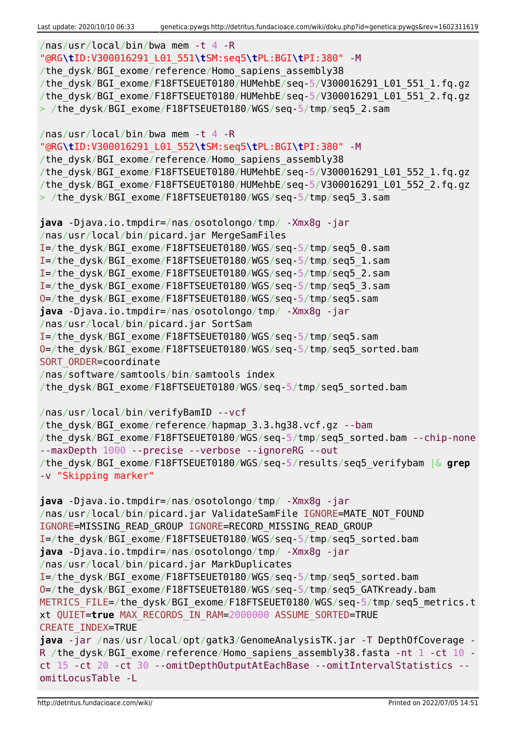```
/nas/usr/local/bin/bwa mem -t 4 -R
"@RG\tID:V300016291_L01_551\tSM:seq5\tPL:BGI\tPI:380" -M
/the_dysk/BGI_exome/reference/Homo_sapiens_assembly38
/the_dysk/BGI_exome/F18FTSEUET0180/HUMehbE/seq-5/V300016291_L01_551_1.fq.gz
/the_dysk/BGI_exome/F18FTSEUET0180/HUMehbE/seq-5/V300016291_L01_551_2.fq.gz
> /the_dysk/BGI_exome/F18FTSEUET0180/WGS/seq-5/tmp/seq5_2.sam

/nas/usr/local/bin/bwa mem -t 4 -R
"@RG\tID:V300016291_L01_552\tSM:seq5\tPL:BGI\tPI:380" -M
/the_dysk/BGI_exome/reference/Homo_sapiens_assembly38
/the_dysk/BGI_exome/F18FTSEUET0180/HUMehbE/seq-5/V300016291_L01_552_1.fq.gz
/the_dysk/BGI_exome/F18FTSEUET0180/HUMehbE/seq-5/V300016291_L01_552_2.fq.gz
> /the_dysk/BGI_exome/F18FTSEUET0180/WGS/seq-5/tmp/seq5_3.sam

java -Djava.io.tmpdir=/nas/osotolongo/tmp/ -Xmx8g -jar
/nas/usr/local/bin/picard.jar MergeSamFiles
I=/the_dysk/BGI_exome/F18FTSEUET0180/WGS/seq-5/tmp/seq5_0.sam
I=/the_dysk/BGI_exome/F18FTSEUET0180/WGS/seq-5/tmp/seq5_1.sam
I=/the_dysk/BGI_exome/F18FTSEUET0180/WGS/seq-5/tmp/seq5_2.sam
I=/the_dysk/BGI_exome/F18FTSEUET0180/WGS/seq-5/tmp/seq5_3.sam
O=/the_dysk/BGI_exome/F18FTSEUET0180/WGS/seq-5/tmp/seq5.sam
java -Djava.io.tmpdir=/nas/osotolongo/tmp/ -Xmx8g -jar
/nas/usr/local/bin/picard.jar SortSam
I=/the_dysk/BGI_exome/F18FTSEUET0180/WGS/seq-5/tmp/seq5.sam
O=/the_dysk/BGI_exome/F18FTSEUET0180/WGS/seq-5/tmp/seq5_sorted.bam
SORT_ORDER=coordinate
/nas/software/samtools/bin/samtools index
/the_dysk/BGI_exome/F18FTSEUET0180/WGS/seq-5/tmp/seq5_sorted.bam

/nas/usr/local/bin/verifyBamID --vcf
/the_dysk/BGI_exome/reference/hapmap_3.3.hg38.vcf.gz --bam
/the_dysk/BGI_exome/F18FTSEUET0180/WGS/seq-5/tmp/seq5_sorted.bam --chip-none
--maxDepth 1000 --precise --verbose --ignoreRG --out
/the_dysk/BGI_exome/F18FTSEUET0180/WGS/seq-5/results/seq5_verifybam |& grep
-v "Skipping marker"

java -Djava.io.tmpdir=/nas/osotolongo/tmp/ -Xmx8g -jar
/nas/usr/local/bin/picard.jar ValidateSamFile IGNORE=MATE_NOT_FOUND
IGNORE=MISSING_READ_GROUP IGNORE=RECORD_MISSING_READ_GROUP
I=/the_dysk/BGI_exome/F18FTSEUET0180/WGS/seq-5/tmp/seq5_sorted.bam
java -Djava.io.tmpdir=/nas/osotolongo/tmp/ -Xmx8g -jar
/nas/usr/local/bin/picard.jar MarkDuplicates
I=/the_dysk/BGI_exome/F18FTSEUET0180/WGS/seq-5/tmp/seq5_sorted.bam
O=/the_dysk/BGI_exome/F18FTSEUET0180/WGS/seq-5/tmp/seq5_GATKready.bam
METRICS_FILE=/the_dysk/BGI_exome/F18FTSEUET0180/WGS/seq-5/tmp/seq5_metrics.t
xt QUIET=true MAX_RECORDS_IN_RAM=2000000 ASSUME_SORTED=TRUE
CREATE_INDEX=TRUE
java -jar /nas/usr/local/opt/gatk3/GenomeAnalysisTK.jar -T DepthOfCoverage -
R /the_dysk/BGI_exome/reference/Homo_sapiens_assembly38.fasta -nt 1 -ct 10 -
ct 15 -ct 20 -ct 30 --omitDepthOutputAtEachBase --omitIntervalStatistics --
omitLocusTable -L
```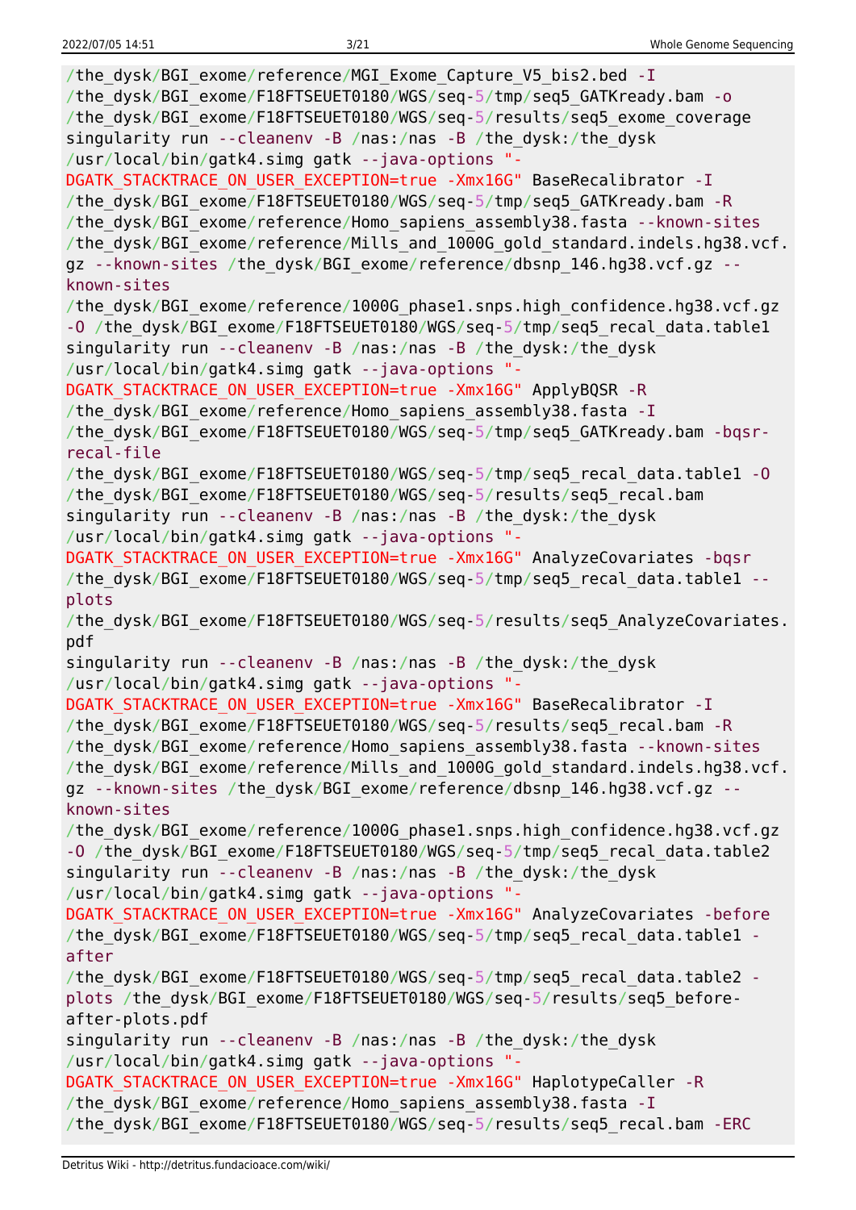```
/the_dysk/BGI_exome/reference/MGI_Exome_Capture_V5_bis2.bed -I
/the_dysk/BGI_exome/F18FTSEUET0180/WGS/seq-5/tmp/seq5_GATKready.bam -o
/the_dysk/BGI_exome/F18FTSEUET0180/WGS/seq-5/results/seq5_exome_coverage
singularity run --cleanenv -B /nas:/nas -B /the_dysk:/the_dysk
/usr/local/bin/gatk4.simg gatk --java-options "-
DGATK_STACKTRACE_ON_USER_EXCEPTION=true -Xmx16G" BaseRecalibrator -I
/the_dysk/BGI_exome/F18FTSEUET0180/WGS/seq-5/tmp/seq5_GATKready.bam -R
/the_dysk/BGI_exome/reference/Homo_sapiens_assembly38.fasta --known-sites
/the_dysk/BGI_exome/reference/Mills_and_1000G_gold_standard.indels.hg38.vcf.
gz --known-sites /the_dysk/BGI_exome/reference/dbsnp_146.hg38.vcf.gz --
known-sites
/the_dysk/BGI_exome/reference/1000G_phase1.snps.high_confidence.hg38.vcf.gz
-O /the_dysk/BGI_exome/F18FTSEUET0180/WGS/seq-5/tmp/seq5_recal_data.table1
singularity run --cleanenv -B /nas:/nas -B /the_dysk:/the_dysk
/usr/local/bin/gatk4.simg gatk --java-options "-
DGATK_STACKTRACE_ON_USER_EXCEPTION=true -Xmx16G" ApplyBQSR -R
/the_dysk/BGI_exome/reference/Homo_sapiens_assembly38.fasta -I
/the_dysk/BGI_exome/F18FTSEUET0180/WGS/seq-5/tmp/seq5_GATKready.bam -bqsr-
recal-file
/the_dysk/BGI_exome/F18FTSEUET0180/WGS/seq-5/tmp/seq5_recal_data.table1 -O
/the_dysk/BGI_exome/F18FTSEUET0180/WGS/seq-5/results/seq5_recal.bam
singularity run --cleanenv -B /nas:/nas -B /the_dysk:/the_dysk
/usr/local/bin/gatk4.simg gatk --java-options "-
DGATK_STACKTRACE_ON_USER_EXCEPTION=true -Xmx16G" AnalyzeCovariates -bqsr
/the_dysk/BGI_exome/F18FTSEUET0180/WGS/seq-5/tmp/seq5_recal_data.table1 --
plots
/the_dysk/BGI_exome/F18FTSEUET0180/WGS/seq-5/results/seq5_AnalyzeCovariates.
pdf
singularity run --cleanenv -B /nas:/nas -B /the_dysk:/the_dysk
/usr/local/bin/gatk4.simg gatk --java-options "-
DGATK_STACKTRACE_ON_USER_EXCEPTION=true -Xmx16G" BaseRecalibrator -I
/the_dysk/BGI_exome/F18FTSEUET0180/WGS/seq-5/results/seq5_recal.bam -R
/the_dysk/BGI_exome/reference/Homo_sapiens_assembly38.fasta --known-sites
/the_dysk/BGI_exome/reference/Mills_and_1000G_gold_standard.indels.hg38.vcf.
gz --known-sites /the_dysk/BGI_exome/reference/dbsnp_146.hg38.vcf.gz --
known-sites
/the_dysk/BGI_exome/reference/1000G_phase1.snps.high_confidence.hg38.vcf.gz
-O /the_dysk/BGI_exome/F18FTSEUET0180/WGS/seq-5/tmp/seq5_recal_data.table2
singularity run --cleanenv -B /nas:/nas -B /the_dysk:/the_dysk
/usr/local/bin/gatk4.simg gatk --java-options "-
DGATK_STACKTRACE_ON_USER_EXCEPTION=true -Xmx16G" AnalyzeCovariates -before
/the_dysk/BGI_exome/F18FTSEUET0180/WGS/seq-5/tmp/seq5_recal_data.table1 -
after
/the_dysk/BGI_exome/F18FTSEUET0180/WGS/seq-5/tmp/seq5_recal_data.table2 -
plots /the_dysk/BGI_exome/F18FTSEUET0180/WGS/seq-5/results/seq5_before-
after-plots.pdf
singularity run --cleanenv -B /nas:/nas -B /the_dysk:/the_dysk
/usr/local/bin/gatk4.simg gatk --java-options "-
DGATK_STACKTRACE_ON_USER_EXCEPTION=true -Xmx16G" HaplotypeCaller -R
/the_dysk/BGI_exome/reference/Homo_sapiens_assembly38.fasta -I
/the_dysk/BGI_exome/F18FTSEUET0180/WGS/seq-5/results/seq5_recal.bam -ERC
```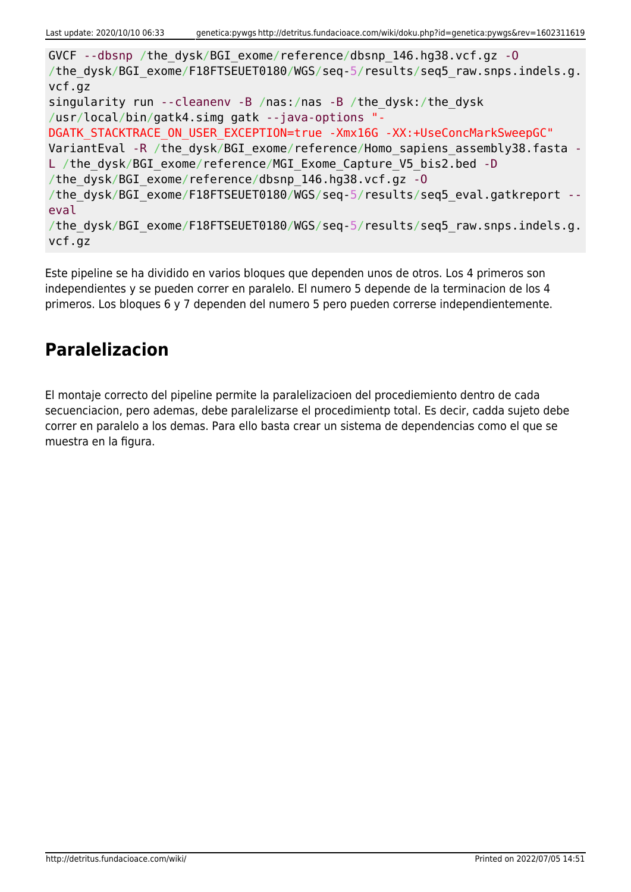```
GVCF --dbsnp /the_dysk/BGI_exome/reference/dbsnp_146.hg38.vcf.gz -O
/the_dysk/BGI_exome/F18FTSEUET0180/WGS/seq-5/results/seq5_raw.snps.indels.g.
vcf.gz
singularity run --cleanenv -B /nas:/nas -B /the_dysk:/the_dysk
/usr/local/bin/gatk4.simg gatk --java-options "-
DGATK_STACKTRACE_ON_USER_EXCEPTION=true -Xmx16G -XX:+UseConcMarkSweepGC"
VariantEval -R /the_dysk/BGI_exome/reference/Homo_sapiens_assembly38.fasta -
L /the_dysk/BGI_exome/reference/MGI_Exome_Capture_V5_bis2.bed -D
/the_dysk/BGI_exome/reference/dbsnp_146.hg38.vcf.gz -O
/the_dysk/BGI_exome/F18FTSEUET0180/WGS/seq-5/results/seq5_eval.gatkreport --
eval
/the_dysk/BGI_exome/F18FTSEUET0180/WGS/seq-5/results/seq5_raw.snps.indels.g.
vcf.gz
```

Este pipeline se ha dividido en varios bloques que dependen unos de otros. Los 4 primeros son independientes y se pueden correr en paralelo. El numero 5 depende de la terminacion de los 4 primeros. Los bloques 6 y 7 dependen del numero 5 pero pueden correrse independientemente.

## Paralelizacion

El montaje correcto del pipeline permite la paralelizacioen del procediemiento dentro de cada secuenciacion, pero ademas, debe paralelizarse el procedimientp total. Es decir, cadda sujeto debe correr en paralelo a los demas. Para ello basta crear un sistema de dependencias como el que se muestra en la figura.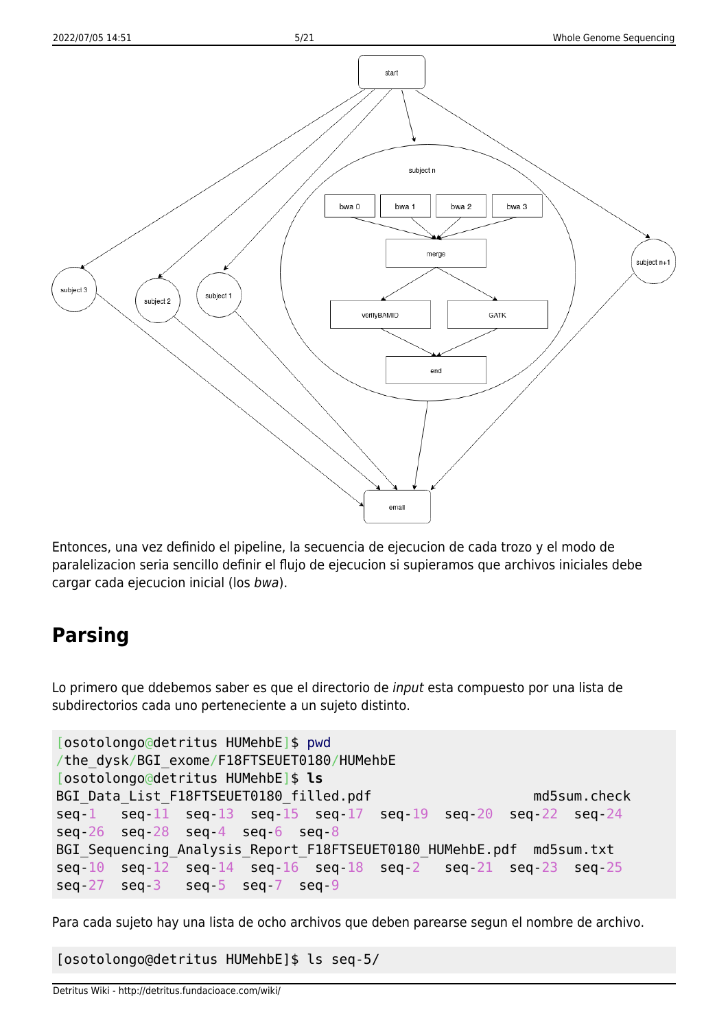Entonces, una vez definido el pipeline, la secuencia de ejecucion de cada trozo y el modo de paralelizacion seria sencillo definir el flujo de ejecucion si supieramos que archivos iniciales debe cargar cada ejecucion inicial (los *bwa*).

## Parsing

Lo primero que ddebemos saber es que el directorio de *input* esta compuesto por una lista de subdirectorios cada uno perteneciente a un sujeto distinto.

```
[osotolongo@detritus HUMehbE]$ pwd
/the_dysk/BGI_exome/F18FTSEUET0180/HUMehbE
[osotolongo@detritus HUMehbE]$ ls
BGI_Data_List_F18FTSEUET0180_filled.pdf                 md5sum.check
seq-1   seq-11  seq-13  seq-15  seq-17  seq-19  seq-20  seq-22  seq-24
seq-26  seq-28  seq-4   seq-6   seq-8
BGI_Sequencing_Analysis_Report_F18FTSEUET0180_HUMehbE.pdf  md5sum.txt
seq-10  seq-12  seq-14  seq-16  seq-18  seq-2   seq-21  seq-23  seq-25
seq-27  seq-3   seq-5   seq-7   seq-9
```

Para cada sujeto hay una lista de ocho archivos que deben parearse segun el nombre de archivo.

```
[osotolongo@detritus HUMehbE]$ ls seq-5/
```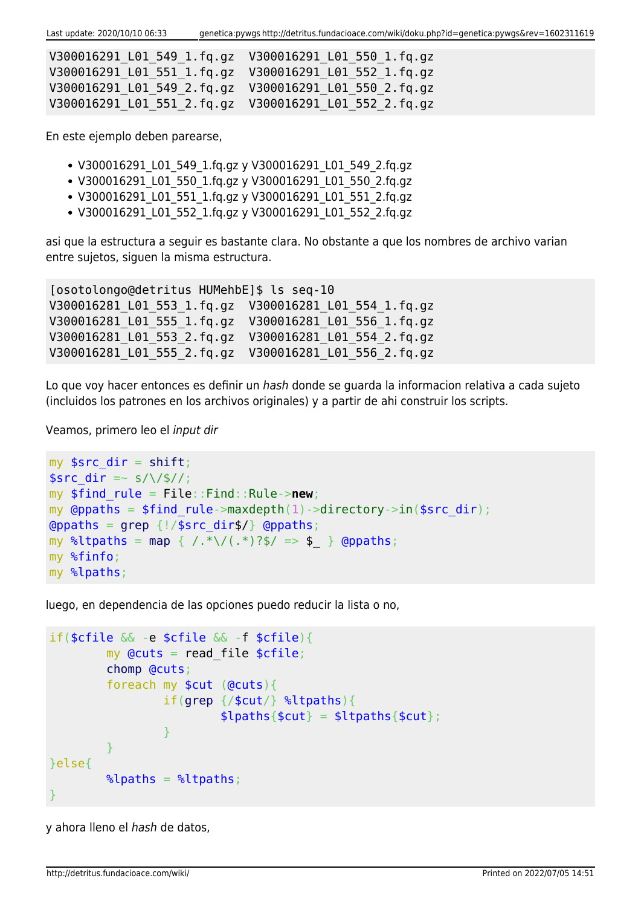```
V300016291_L01_549_1.fq.gz  V300016291_L01_550_1.fq.gz
V300016291_L01_551_1.fq.gz  V300016291_L01_552_1.fq.gz
V300016291_L01_549_2.fq.gz  V300016291_L01_550_2.fq.gz
V300016291_L01_551_2.fq.gz  V300016291_L01_552_2.fq.gz
```

En este ejemplo deben parearse,

- V300016291_L01_549_1.fq.gz y V300016291_L01_549_2.fq.gz
- V300016291_L01_550_1.fq.gz y V300016291_L01_550_2.fq.gz
- V300016291_L01_551_1.fq.gz y V300016291_L01_551_2.fq.gz
- V300016291_L01_552_1.fq.gz y V300016291_L01_552_2.fq.gz

asi que la estructura a seguir es bastante clara. No obstante a que los nombres de archivo varian entre sujetos, siguen la misma estructura.

```
[osotolongo@detritus HUMehbE]$ ls seq-10
V300016281_L01_553_1.fq.gz  V300016281_L01_554_1.fq.gz
V300016281_L01_555_1.fq.gz  V300016281_L01_556_1.fq.gz
V300016281_L01_553_2.fq.gz  V300016281_L01_554_2.fq.gz
V300016281_L01_555_2.fq.gz  V300016281_L01_556_2.fq.gz
```

Lo que voy hacer entonces es definir un *hash* donde se guarda la informacion relativa a cada sujeto (incluidos los patrones en los archivos originales) y a partir de ahi construir los scripts.

Veamos, primero leo el *input dir*

```
my $src_dir = shift;
$src_dir =~ s/\/$//;
my $find_rule = File::Find::Rule->new;
my @ppaths = $find_rule->maxdepth(1)->directory->in($src_dir);
@ppaths = grep {!/$src_dir$/} @ppaths;
my %ltpaths = map { /.*\/(.*)?$/ => $_ } @ppaths;
my %finfo;
my %lpaths;
```

luego, en dependencia de las opciones puedo reducir la lista o no,

```
if($cfile && -e $cfile && -f $cfile){
        my @cuts = read_file $cfile;
        chomp @cuts;
        foreach my $cut (@cuts){
                if(grep {/$cut/} %ltpaths){
                        $lpaths{$cut} = $ltpaths{$cut};
                }
        }
}else{
        %lpaths = %ltpaths;
}
```

y ahora lleno el *hash* de datos,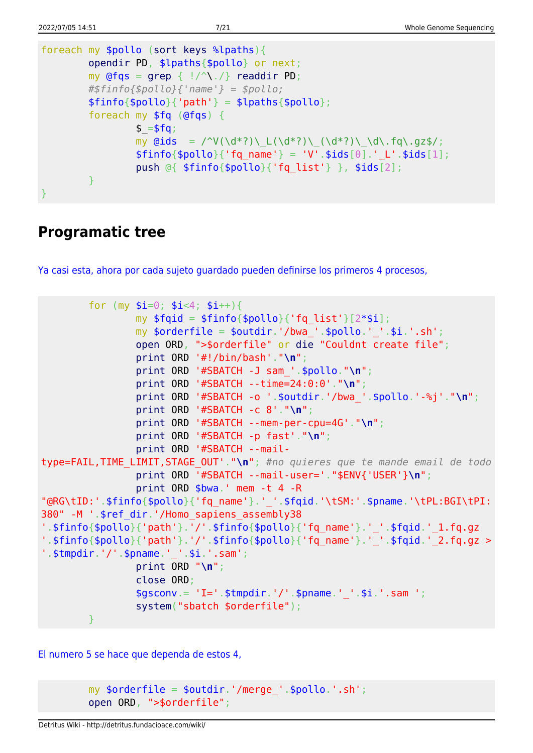```
foreach my $pollo (sort keys %lpaths){
        opendir PD, $lpaths{$pollo} or next;
        my @fqs = grep { !/^\./} readdir PD;
        #$finfo{$pollo}{'name'} = $pollo;
        $finfo{$pollo}{'path'} = $lpaths{$pollo};
        foreach my $fq (@fqs) {
                $_=$fq;
                my @ids  = /^V(\d*?)\_L(\d*?)\_(\d*?)\_\d\.fq\.gz$/;
                $finfo{$pollo}{'fq_name'} = 'V'.$ids[0].'_L'.$ids[1];
                push @{ $finfo{$pollo}{'fq_list'} }, $ids[2];
        }
}
```

## Programatic tree

Ya casi esta, ahora por cada sujeto guardado pueden definirse los primeros 4 procesos,

```
        for (my $i=0; $i<4; $i++){
                my $fqid = $finfo{$pollo}{'fq_list'}[2*$i];
                my $orderfile = $outdir.'/bwa_'.$pollo.'_'.$i.'.sh';
                open ORD, ">$orderfile" or die "Couldnt create file";
                print ORD '#!/bin/bash'."\n";
                print ORD '#SBATCH -J sam_'.$pollo."\n";
                print ORD '#SBATCH --time=24:0:0'."\n";
                print ORD '#SBATCH -o '.$outdir.'/bwa_'.$pollo.'-%j'."\n";
                print ORD '#SBATCH -c 8'."\n";
                print ORD '#SBATCH --mem-per-cpu=4G'."\n";
                print ORD '#SBATCH -p fast'."\n";
                print ORD '#SBATCH --mail-
type=FAIL,TIME_LIMIT,STAGE_OUT'."\n"; #no quieres que te mande email de todo
                print ORD '#SBATCH --mail-user='."$ENV{'USER'}\n";
                print ORD $bwa.' mem -t 4 -R
"@RG\tID:'.$finfo{$pollo}{'fq_name'}.'_'.$fqid.'\tSM:'.$pname.'\tPL:BGI\tPI:
380" -M '.$ref_dir.'/Homo_sapiens_assembly38
'.$finfo{$pollo}{'path'}.'/'.$finfo{$pollo}{'fq_name'}.'_'.$fqid.'_1.fq.gz
'.$finfo{$pollo}{'path'}.'/'.$finfo{$pollo}{'fq_name'}.'_'.$fqid.'_2.fq.gz >
'.$tmpdir.'/'.$pname.'_'.$i.'.sam';
                print ORD "\n";
                close ORD;
                $gsconv.= 'I='.$tmpdir.'/'.$pname.'_'.$i.'.sam ';
                system("sbatch $orderfile");
        }
```

El numero 5 se hace que dependa de estos 4,

```
        my $orderfile = $outdir.'/merge_'.$pollo.'.sh';
        open ORD, ">$orderfile";
```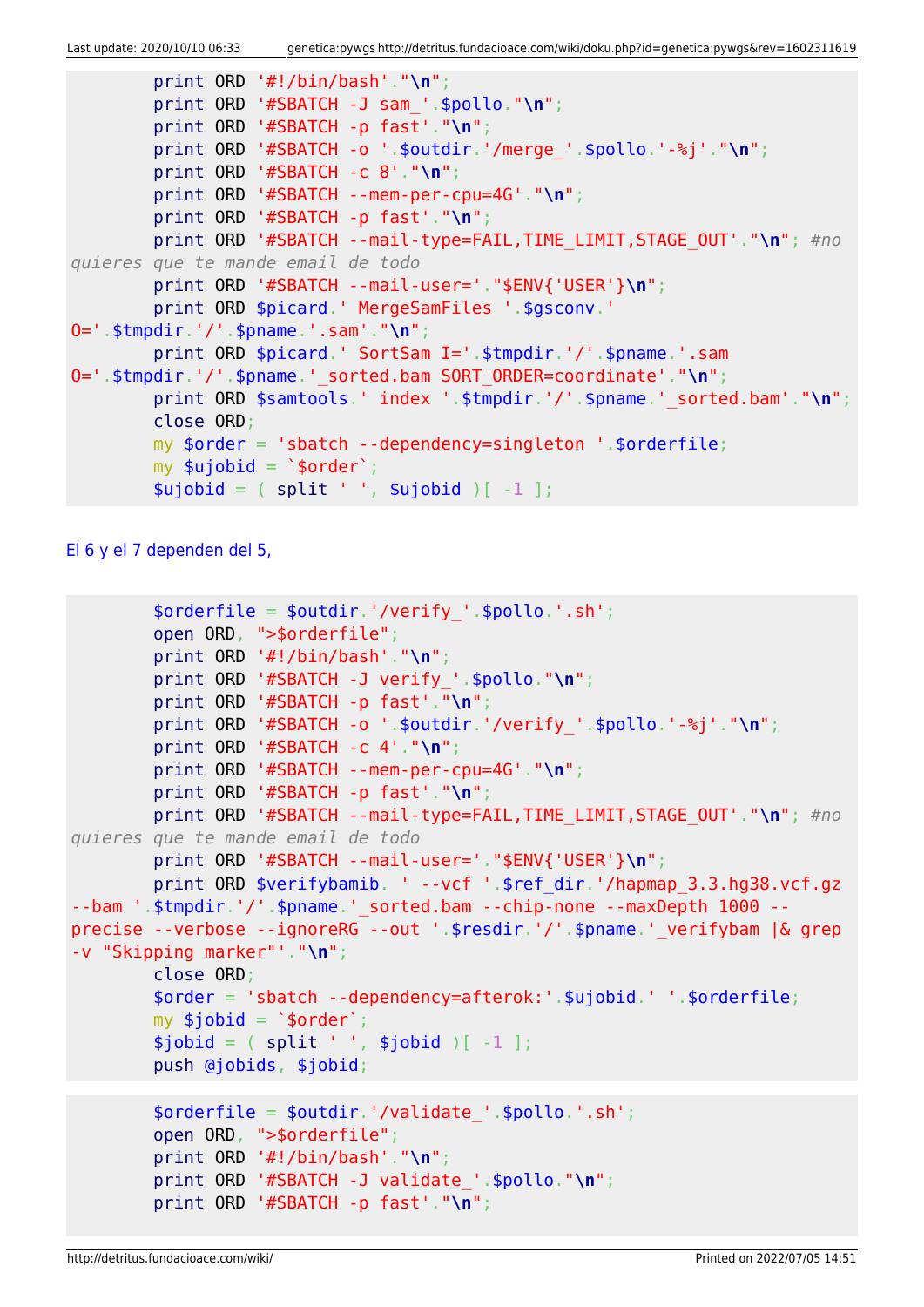```
        print ORD '#!/bin/bash'."\n";
        print ORD '#SBATCH -J sam_'.$pollo."\n";
        print ORD '#SBATCH -p fast'."\n";
        print ORD '#SBATCH -o '.$outdir.'/merge_'.$pollo.'-%j'."\n";
        print ORD '#SBATCH -c 8'."\n";
        print ORD '#SBATCH --mem-per-cpu=4G'."\n";
        print ORD '#SBATCH -p fast'."\n";
        print ORD '#SBATCH --mail-type=FAIL,TIME_LIMIT,STAGE_OUT'."\n"; #no
quieres que te mande email de todo
        print ORD '#SBATCH --mail-user='."$ENV{'USER'}\n";
        print ORD $picard.' MergeSamFiles '.$gsconv.'
O='.$tmpdir.'/'.$pname.'.sam'."\n";
        print ORD $picard.' SortSam I='.$tmpdir.'/'.$pname.'.sam
O='.$tmpdir.'/'.$pname.'_sorted.bam SORT_ORDER=coordinate'."\n";
        print ORD $samtools.' index '.$tmpdir.'/'.$pname.'_sorted.bam'."\n";
        close ORD;
        my $order = 'sbatch --dependency=singleton '.$orderfile;
        my $ujobid = `$order`;
        $ujobid = ( split ' ', $ujobid )[ -1 ];
```

El 6 y el 7 dependen del 5,

```
        $orderfile = $outdir.'/verify_'.$pollo.'.sh';
        open ORD, ">$orderfile";
        print ORD '#!/bin/bash'."\n";
        print ORD '#SBATCH -J verify_'.$pollo."\n";
        print ORD '#SBATCH -p fast'."\n";
        print ORD '#SBATCH -o '.$outdir.'/verify_'.$pollo.'-%j'."\n";
        print ORD '#SBATCH -c 4'."\n";
        print ORD '#SBATCH --mem-per-cpu=4G'."\n";
        print ORD '#SBATCH -p fast'."\n";
        print ORD '#SBATCH --mail-type=FAIL,TIME_LIMIT,STAGE_OUT'."\n"; #no
quieres que te mande email de todo
        print ORD '#SBATCH --mail-user='."$ENV{'USER'}\n";
        print ORD $verifybamib. ' --vcf '.$ref_dir.'/hapmap_3.3.hg38.vcf.gz
--bam '.$tmpdir.'/'.$pname.'_sorted.bam --chip-none --maxDepth 1000 --
precise --verbose --ignoreRG --out '.$resdir.'/'.$pname.'_verifybam |& grep
-v "Skipping marker"'."\n";
        close ORD;
        $order = 'sbatch --dependency=afterok:'.$ujobid.' '.$orderfile;
        my $jobid = `$order`;
        $jobid = ( split ' ', $jobid )[ -1 ];
        push @jobids, $jobid;
```

```
        $orderfile = $outdir.'/validate_'.$pollo.'.sh';
        open ORD, ">$orderfile";
        print ORD '#!/bin/bash'."\n";
        print ORD '#SBATCH -J validate_'.$pollo."\n";
        print ORD '#SBATCH -p fast'."\n";
```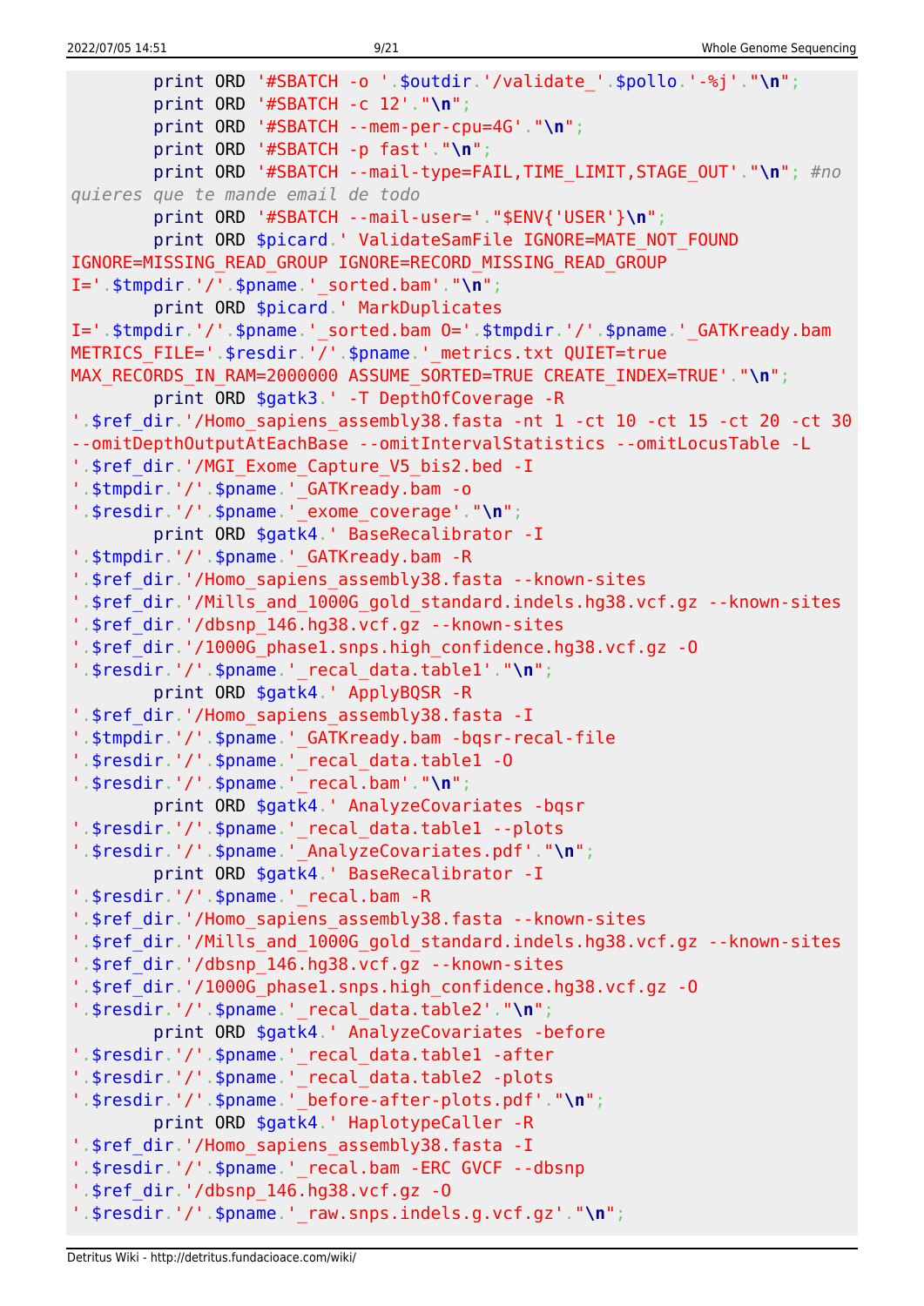```perl
        print ORD '#SBATCH -o '.$outdir.'/validate_'.$pollo.'-%j'."\n";
        print ORD '#SBATCH -c 12'."\n";
        print ORD '#SBATCH --mem-per-cpu=4G'."\n";
        print ORD '#SBATCH -p fast'."\n";
        print ORD '#SBATCH --mail-type=FAIL,TIME_LIMIT,STAGE_OUT'."\n"; #no quieres que te mande email de todo
        print ORD '#SBATCH --mail-user='."$ENV{'USER'}\n";
        print ORD $picard.' ValidateSamFile IGNORE=MATE_NOT_FOUND IGNORE=MISSING_READ_GROUP IGNORE=RECORD_MISSING_READ_GROUP I='.$tmpdir.'/'.$pname.'_sorted.bam'."\n";
        print ORD $picard.' MarkDuplicates I='.$tmpdir.'/'.$pname.'_sorted.bam O='.$tmpdir.'/'.$pname.'_GATKready.bam METRICS_FILE='.$resdir.'/'.$pname.'_metrics.txt QUIET=true MAX_RECORDS_IN_RAM=2000000 ASSUME_SORTED=TRUE CREATE_INDEX=TRUE'."\n";
        print ORD $gatk3.' -T DepthOfCoverage -R '.$ref_dir.'/Homo_sapiens_assembly38.fasta -nt 1 -ct 10 -ct 15 -ct 20 -ct 30 --omitDepthOutputAtEachBase --omitIntervalStatistics --omitLocusTable -L '.$ref_dir.'/MGI_Exome_Capture_V5_bis2.bed -I '.$tmpdir.'/'.$pname.'_GATKready.bam -o '.$resdir.'/'.$pname.'_exome_coverage'."\n";
        print ORD $gatk4.' BaseRecalibrator -I '.$tmpdir.'/'.$pname.'_GATKready.bam -R '.$ref_dir.'/Homo_sapiens_assembly38.fasta --known-sites '.$ref_dir.'/Mills_and_1000G_gold_standard.indels.hg38.vcf.gz --known-sites '.$ref_dir.'/dbsnp_146.hg38.vcf.gz --known-sites '.$ref_dir.'/1000G_phase1.snps.high_confidence.hg38.vcf.gz -O '.$resdir.'/'.$pname.'_recal_data.table1'."\n";
        print ORD $gatk4.' ApplyBQSR -R '.$ref_dir.'/Homo_sapiens_assembly38.fasta -I '.$tmpdir.'/'.$pname.'_GATKready.bam -bqsr-recal-file '.$resdir.'/'.$pname.'_recal_data.table1 -O '.$resdir.'/'.$pname.'_recal.bam'."\n";
        print ORD $gatk4.' AnalyzeCovariates -bqsr '.$resdir.'/'.$pname.'_recal_data.table1 --plots '.$resdir.'/'.$pname.'_AnalyzeCovariates.pdf'."\n";
        print ORD $gatk4.' BaseRecalibrator -I '.$resdir.'/'.$pname.'_recal.bam -R '.$ref_dir.'/Homo_sapiens_assembly38.fasta --known-sites '.$ref_dir.'/Mills_and_1000G_gold_standard.indels.hg38.vcf.gz --known-sites '.$ref_dir.'/dbsnp_146.hg38.vcf.gz --known-sites '.$ref_dir.'/1000G_phase1.snps.high_confidence.hg38.vcf.gz -O '.$resdir.'/'.$pname.'_recal_data.table2'."\n";
        print ORD $gatk4.' AnalyzeCovariates -before '.$resdir.'/'.$pname.'_recal_data.table1 -after '.$resdir.'/'.$pname.'_recal_data.table2 -plots '.$resdir.'/'.$pname.'_before-after-plots.pdf'."\n";
        print ORD $gatk4.' HaplotypeCaller -R '.$ref_dir.'/Homo_sapiens_assembly38.fasta -I '.$resdir.'/'.$pname.'_recal.bam -ERC GVCF --dbsnp '.$ref_dir.'/dbsnp_146.hg38.vcf.gz -O '.$resdir.'/'.$pname.'_raw.snps.indels.g.vcf.gz'."\n";
```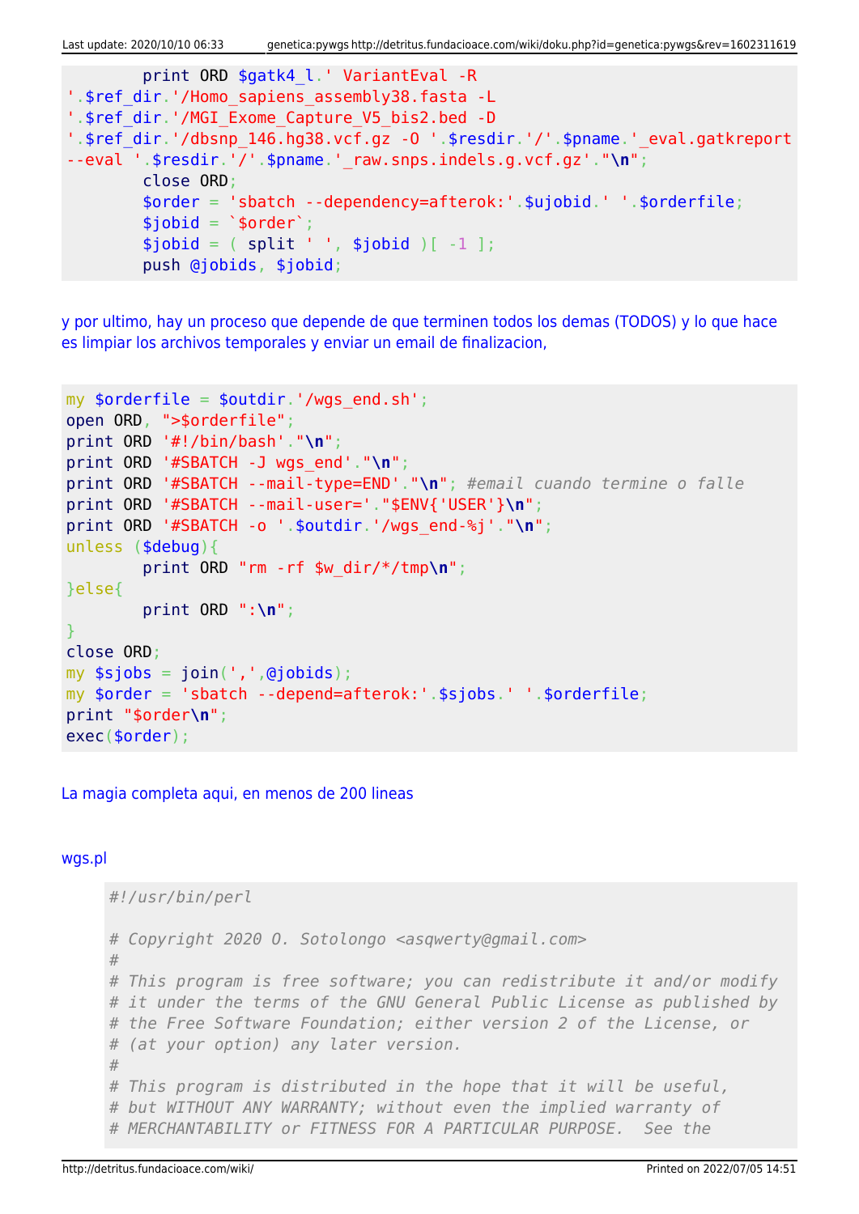```
        print ORD $gatk4_l.' VariantEval -R
'.$ref_dir.'/Homo_sapiens_assembly38.fasta -L
'.$ref_dir.'/MGI_Exome_Capture_V5_bis2.bed -D
'.$ref_dir.'/dbsnp_146.hg38.vcf.gz -O '.$resdir.'/'.$pname.'_eval.gatkreport
--eval '.$resdir.'/'.$pname.'_raw.snps.indels.g.vcf.gz'."\n";
        close ORD;
        $order = 'sbatch --dependency=afterok:'.$ujobid.' '.$orderfile;
        $jobid = `$order`;
        $jobid = ( split ' ', $jobid )[ -1 ];
        push @jobids, $jobid;
```

y por ultimo, hay un proceso que depende de que terminen todos los demas (TODOS) y lo que hace es limpiar los archivos temporales y enviar un email de finalizacion,

```
my $orderfile = $outdir.'/wgs_end.sh';
open ORD, ">$orderfile";
print ORD '#!/bin/bash'."\n";
print ORD '#SBATCH -J wgs_end'."\n";
print ORD '#SBATCH --mail-type=END'."\n"; #email cuando termine o falle
print ORD '#SBATCH --mail-user='."$ENV{'USER'}\n";
print ORD '#SBATCH -o '.$outdir.'/wgs_end-%j'."\n";
unless ($debug){
        print ORD "rm -rf $w_dir/*/tmp\n";
}else{
        print ORD ":\n";
}
close ORD;
my $sjobs = join(',',@jobids);
my $order = 'sbatch --depend=afterok:'.$sjobs.' '.$orderfile;
print "$order\n";
exec($order);
```

La magia completa aqui, en menos de 200 lineas

wgs.pl

```
#!/usr/bin/perl

# Copyright 2020 O. Sotolongo <asqwerty@gmail.com>
#
# This program is free software; you can redistribute it and/or modify
# it under the terms of the GNU General Public License as published by
# the Free Software Foundation; either version 2 of the License, or
# (at your option) any later version.
#
# This program is distributed in the hope that it will be useful,
# but WITHOUT ANY WARRANTY; without even the implied warranty of
# MERCHANTABILITY or FITNESS FOR A PARTICULAR PURPOSE.  See the
```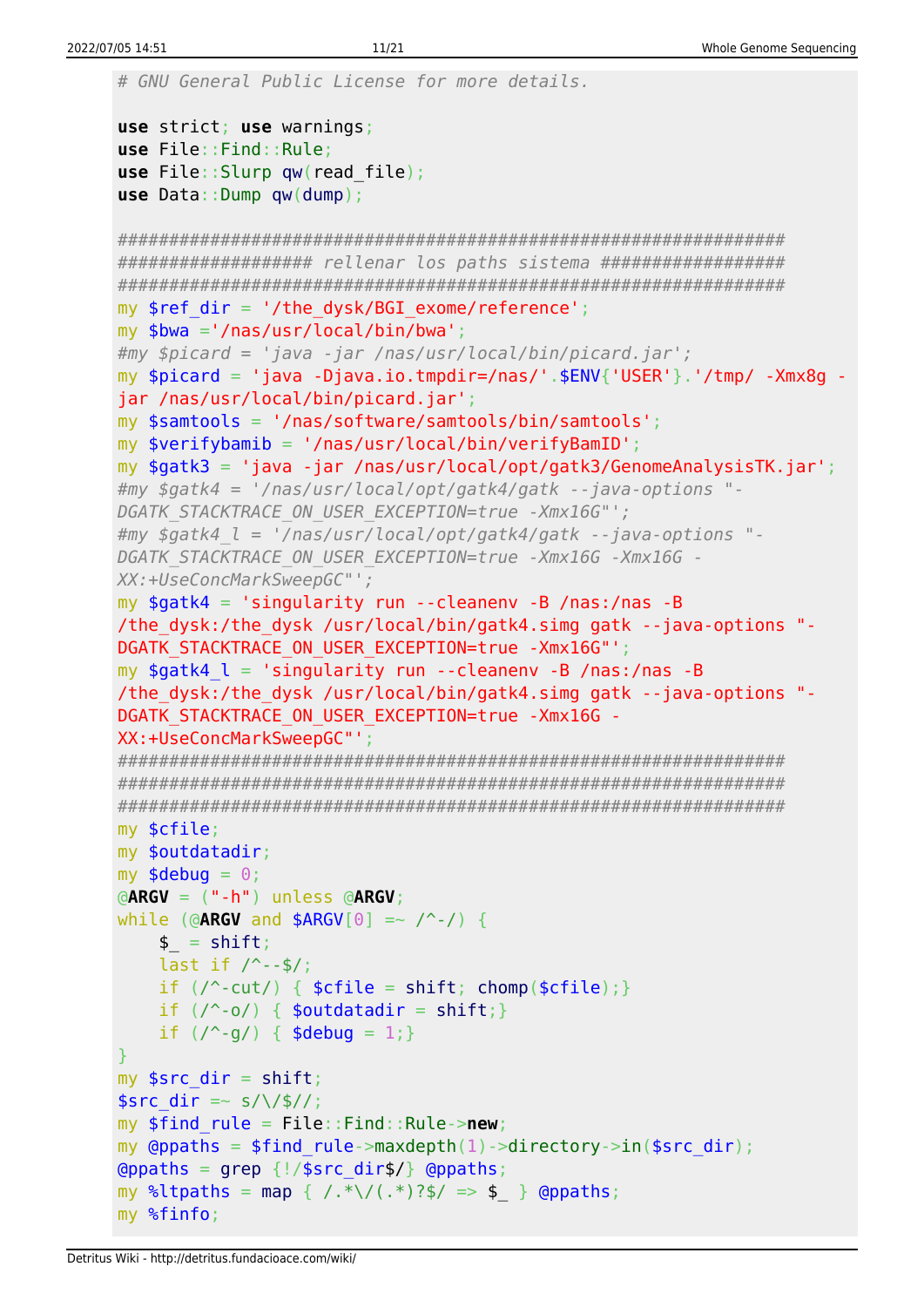```perl
# GNU General Public License for more details.

use strict; use warnings;
use File::Find::Rule;
use File::Slurp qw(read_file);
use Data::Dump qw(dump);

###################################################################
################### rellenar los paths sistema ##################
###################################################################
my $ref_dir = '/the_dysk/BGI_exome/reference';
my $bwa ='/nas/usr/local/bin/bwa';
#my $picard = 'java -jar /nas/usr/local/bin/picard.jar';
my $picard = 'java -Djava.io.tmpdir=/nas/'.$ENV{'USER'}.'/tmp/ -Xmx8g -jar /nas/usr/local/bin/picard.jar';
my $samtools = '/nas/software/samtools/bin/samtools';
my $verifybamib = '/nas/usr/local/bin/verifyBamID';
my $gatk3 = 'java -jar /nas/usr/local/opt/gatk3/GenomeAnalysisTK.jar';
#my $gatk4 = '/nas/usr/local/opt/gatk4/gatk --java-options "-DGATK_STACKTRACE_ON_USER_EXCEPTION=true -Xmx16G"';
#my $gatk4_l = '/nas/usr/local/opt/gatk4/gatk --java-options "-DGATK_STACKTRACE_ON_USER_EXCEPTION=true -Xmx16G -Xmx16G -XX:+UseConcMarkSweepGC"';
my $gatk4 = 'singularity run --cleanenv -B /nas:/nas -B /the_dysk:/the_dysk /usr/local/bin/gatk4.simg gatk --java-options "-DGATK_STACKTRACE_ON_USER_EXCEPTION=true -Xmx16G"';
my $gatk4_l = 'singularity run --cleanenv -B /nas:/nas -B /the_dysk:/the_dysk /usr/local/bin/gatk4.simg gatk --java-options "-DGATK_STACKTRACE_ON_USER_EXCEPTION=true -Xmx16G -XX:+UseConcMarkSweepGC"';
###################################################################
###################################################################
###################################################################
my $cfile;
my $outdatadir;
my $debug = 0;
@ARGV = ("-h") unless @ARGV;
while (@ARGV and $ARGV[0] =~ /^-/) {
    $_ = shift;
    last if /^--$/;
    if (/^-cut/) { $cfile = shift; chomp($cfile);}
    if (/^-o/) { $outdatadir = shift;}
    if (/^-g/) { $debug = 1;}
}
my $src_dir = shift;
$src_dir =~ s/\/$//;
my $find_rule = File::Find::Rule->new;
my @ppaths = $find_rule->maxdepth(1)->directory->in($src_dir);
@ppaths = grep {!/$src_dir$/} @ppaths;
my %ltpaths = map { /.*\/(.*)?$/ => $_ } @ppaths;
my %finfo;
```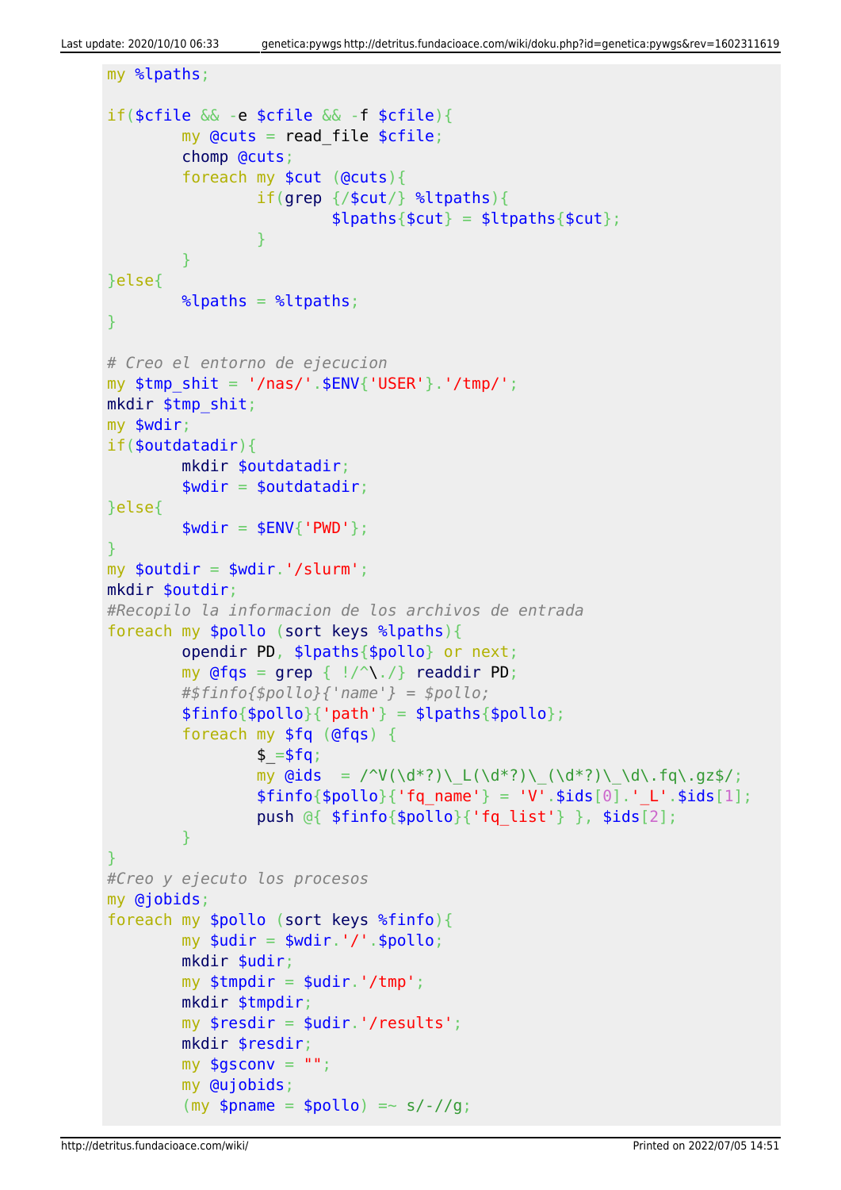```
my %lpaths;

if($cfile && -e $cfile && -f $cfile){
        my @cuts = read_file $cfile;
        chomp @cuts;
        foreach my $cut (@cuts){
                if(grep {/$cut/} %ltpaths){
                        $lpaths{$cut} = $ltpaths{$cut};
                }
        }
}else{
        %lpaths = %ltpaths;
}

# Creo el entorno de ejecucion
my $tmp_shit = '/nas/'.$ENV{'USER'}.'/tmp/';
mkdir $tmp_shit;
my $wdir;
if($outdatadir){
        mkdir $outdatadir;
        $wdir = $outdatadir;
}else{
        $wdir = $ENV{'PWD'};
}
my $outdir = $wdir.'/slurm';
mkdir $outdir;
#Recopilo la informacion de los archivos de entrada
foreach my $pollo (sort keys %lpaths){
        opendir PD, $lpaths{$pollo} or next;
        my @fqs = grep { !/^\./} readdir PD;
        #$finfo{$pollo}{'name'} = $pollo;
        $finfo{$pollo}{'path'} = $lpaths{$pollo};
        foreach my $fq (@fqs) {
                $_=$fq;
                my @ids  = /^V(\d*?)\_L(\d*?)\_(\d*?)\_\d\.fq\.gz$/;
                $finfo{$pollo}{'fq_name'} = 'V'.$ids[0].'_L'.$ids[1];
                push @{ $finfo{$pollo}{'fq_list'} }, $ids[2];
        }
}
#Creo y ejecuto los procesos
my @jobids;
foreach my $pollo (sort keys %finfo){
        my $udir = $wdir.'/'.$pollo;
        mkdir $udir;
        my $tmpdir = $udir.'/tmp';
        mkdir $tmpdir;
        my $resdir = $udir.'/results';
        mkdir $resdir;
        my $gsconv = "";
        my @ujobids;
        (my $pname = $pollo) =~ s/-//g;
```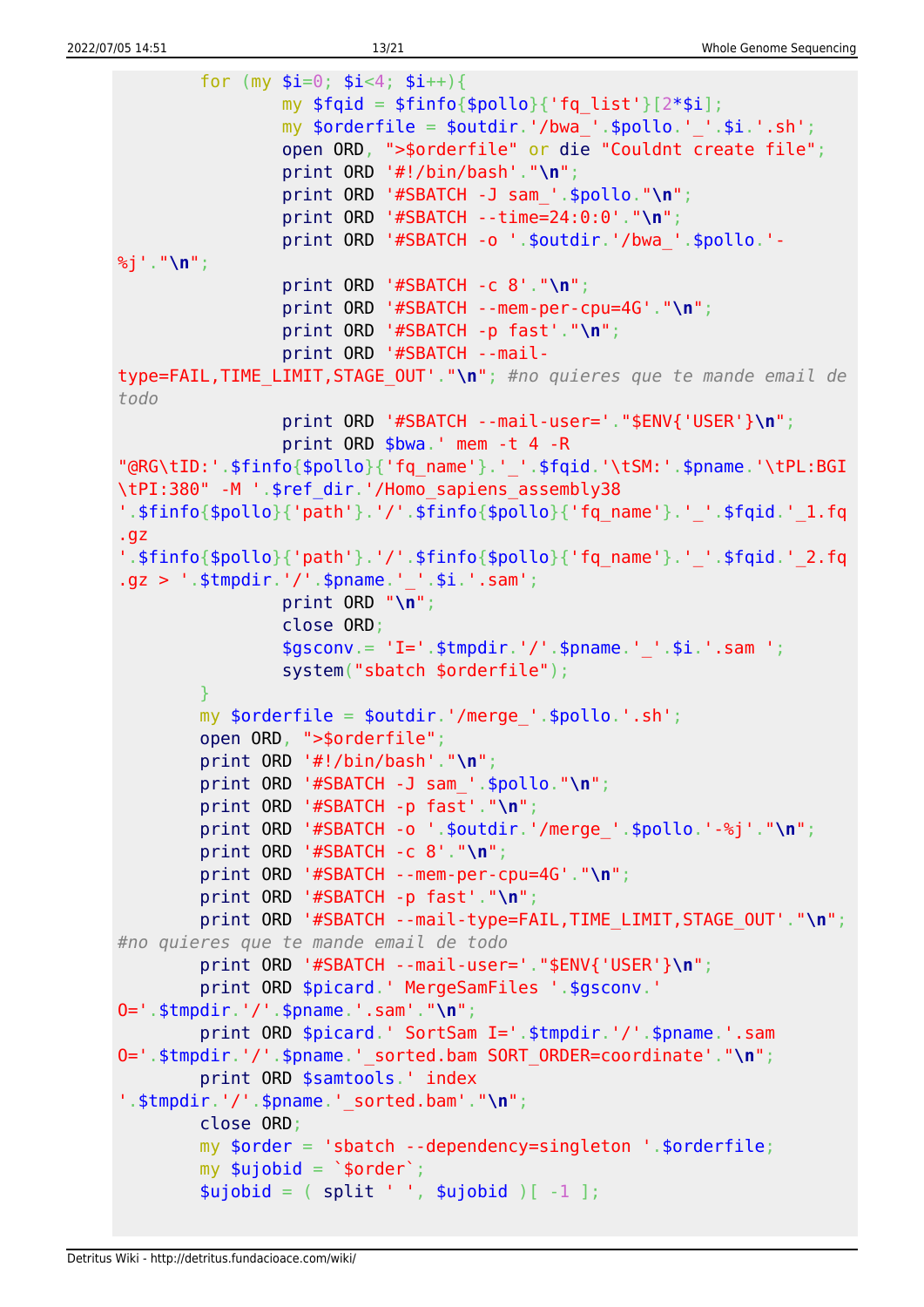```
        for (my $i=0; $i<4; $i++){
                my $fqid = $finfo{$pollo}{'fq_list'}[2*$i];
                my $orderfile = $outdir.'/bwa_'.$pollo.'_'.$i.'.sh';
                open ORD, ">$orderfile" or die "Couldnt create file";
                print ORD '#!/bin/bash'."\n";
                print ORD '#SBATCH -J sam_'.$pollo."\n";
                print ORD '#SBATCH --time=24:0:0'."\n";
                print ORD '#SBATCH -o '.$outdir.'/bwa_'.$pollo.'-%j'."\n";
                print ORD '#SBATCH -c 8'."\n";
                print ORD '#SBATCH --mem-per-cpu=4G'."\n";
                print ORD '#SBATCH -p fast'."\n";
                print ORD '#SBATCH --mail-type=FAIL,TIME_LIMIT,STAGE_OUT'."\n"; #no quieres que te mande email de todo
                print ORD '#SBATCH --mail-user='."$ENV{'USER'}\n";
                print ORD $bwa.' mem -t 4 -R "@RG\tID:'.$finfo{$pollo}{'fq_name'}.'_'.$fqid.'\tSM:'.$pname.'\tPL:BGI\tPI:380" -M '.$ref_dir.'/Homo_sapiens_assembly38 '.$finfo{$pollo}{'path'}.'/'.$finfo{$pollo}{'fq_name'}.'_'.$fqid.'_1.fq.gz '.$finfo{$pollo}{'path'}.'/'.$finfo{$pollo}{'fq_name'}.'_'.$fqid.'_2.fq.gz > '.$tmpdir.'/'.$pname.'_'.$i.'.sam';
                print ORD "\n";
                close ORD;
                $gsconv.= 'I='.$tmpdir.'/'.$pname.'_'.$i.'.sam ';
                system("sbatch $orderfile");
        }
        my $orderfile = $outdir.'/merge_'.$pollo.'.sh';
        open ORD, ">$orderfile";
        print ORD '#!/bin/bash'."\n";
        print ORD '#SBATCH -J sam_'.$pollo."\n";
        print ORD '#SBATCH -p fast'."\n";
        print ORD '#SBATCH -o '.$outdir.'/merge_'.$pollo.'-%j'."\n";
        print ORD '#SBATCH -c 8'."\n";
        print ORD '#SBATCH --mem-per-cpu=4G'."\n";
        print ORD '#SBATCH -p fast'."\n";
        print ORD '#SBATCH --mail-type=FAIL,TIME_LIMIT,STAGE_OUT'."\n"; #no quieres que te mande email de todo
        print ORD '#SBATCH --mail-user='."$ENV{'USER'}\n";
        print ORD $picard.' MergeSamFiles '.$gsconv.' O='.$tmpdir.'/'.$pname.'.sam'."\n";
        print ORD $picard.' SortSam I='.$tmpdir.'/'.$pname.'.sam O='.$tmpdir.'/'.$pname.'_sorted.bam SORT_ORDER=coordinate'."\n";
        print ORD $samtools.' index '.$tmpdir.'/'.$pname.'_sorted.bam'."\n";
        close ORD;
        my $order = 'sbatch --dependency=singleton '.$orderfile;
        my $ujobid = `$order`;
        $ujobid = ( split ' ', $ujobid )[ -1 ];
```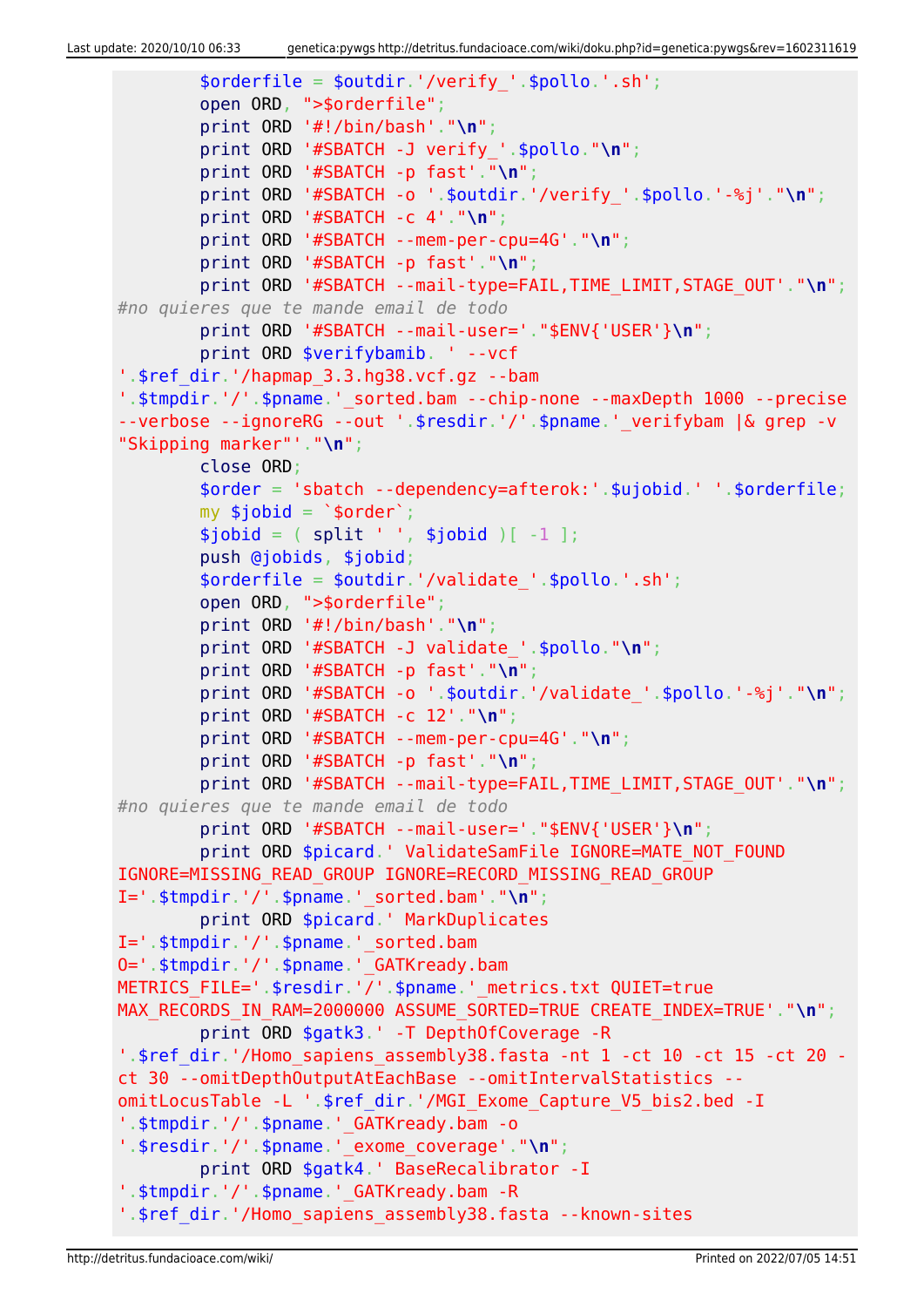```
        $orderfile = $outdir.'/verify_'.$pollo.'.sh';
        open ORD, ">$orderfile";
        print ORD '#!/bin/bash'."\n";
        print ORD '#SBATCH -J verify_'.$pollo."\n";
        print ORD '#SBATCH -p fast'."\n";
        print ORD '#SBATCH -o '.$outdir.'/verify_'.$pollo.'-%j'."\n";
        print ORD '#SBATCH -c 4'."\n";
        print ORD '#SBATCH --mem-per-cpu=4G'."\n";
        print ORD '#SBATCH -p fast'."\n";
        print ORD '#SBATCH --mail-type=FAIL,TIME_LIMIT,STAGE_OUT'."\n";
#no quieres que te mande email de todo
        print ORD '#SBATCH --mail-user='."$ENV{'USER'}\n";
        print ORD $verifybamib. ' --vcf
'.$ref_dir.'/hapmap_3.3.hg38.vcf.gz --bam
'.$tmpdir.'/'.$pname.'_sorted.bam --chip-none --maxDepth 1000 --precise
--verbose --ignoreRG --out '.$resdir.'/'.$pname.'_verifybam |& grep -v
"Skipping marker"'."\n";
        close ORD;
        $order = 'sbatch --dependency=afterok:'.$ujobid.' '.$orderfile;
        my $jobid = `$order`;
        $jobid = ( split ' ', $jobid )[ -1 ];
        push @jobids, $jobid;
        $orderfile = $outdir.'/validate_'.$pollo.'.sh';
        open ORD, ">$orderfile";
        print ORD '#!/bin/bash'."\n";
        print ORD '#SBATCH -J validate_'.$pollo."\n";
        print ORD '#SBATCH -p fast'."\n";
        print ORD '#SBATCH -o '.$outdir.'/validate_'.$pollo.'-%j'."\n";
        print ORD '#SBATCH -c 12'."\n";
        print ORD '#SBATCH --mem-per-cpu=4G'."\n";
        print ORD '#SBATCH -p fast'."\n";
        print ORD '#SBATCH --mail-type=FAIL,TIME_LIMIT,STAGE_OUT'."\n";
#no quieres que te mande email de todo
        print ORD '#SBATCH --mail-user='."$ENV{'USER'}\n";
        print ORD $picard.' ValidateSamFile IGNORE=MATE_NOT_FOUND
IGNORE=MISSING_READ_GROUP IGNORE=RECORD_MISSING_READ_GROUP
I='.$tmpdir.'/'.$pname.'_sorted.bam'."\n";
        print ORD $picard.' MarkDuplicates
I='.$tmpdir.'/'.$pname.'_sorted.bam
O='.$tmpdir.'/'.$pname.'_GATKready.bam
METRICS_FILE='.$resdir.'/'.$pname.'_metrics.txt QUIET=true
MAX_RECORDS_IN_RAM=2000000 ASSUME_SORTED=TRUE CREATE_INDEX=TRUE'."\n";
        print ORD $gatk3.' -T DepthOfCoverage -R
'.$ref_dir.'/Homo_sapiens_assembly38.fasta -nt 1 -ct 10 -ct 15 -ct 20 -
ct 30 --omitDepthOutputAtEachBase --omitIntervalStatistics --
omitLocusTable -L '.$ref_dir.'/MGI_Exome_Capture_V5_bis2.bed -I
'.$tmpdir.'/'.$pname.'_GATKready.bam -o
'.$resdir.'/'.$pname.'_exome_coverage'."\n";
        print ORD $gatk4.' BaseRecalibrator -I
'.$tmpdir.'/'.$pname.'_GATKready.bam -R
'.$ref_dir.'/Homo_sapiens_assembly38.fasta --known-sites
```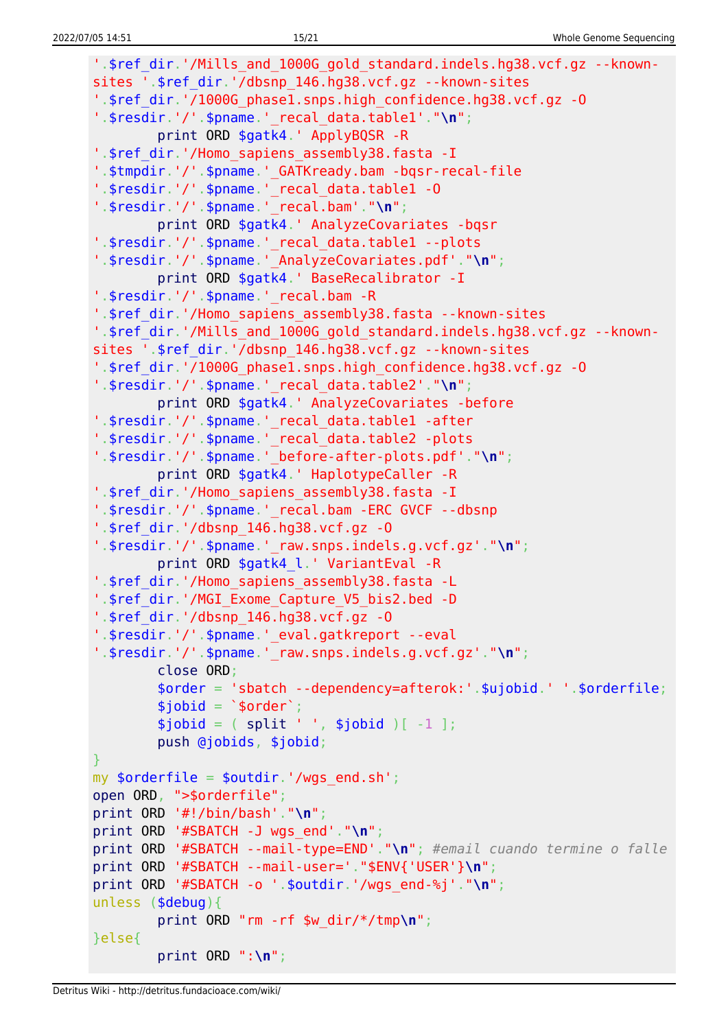```
'.$ref_dir.'/Mills_and_1000G_gold_standard.indels.hg38.vcf.gz --known-sites '.$ref_dir.'/dbsnp_146.hg38.vcf.gz --known-sites '.$ref_dir.'/1000G_phase1.snps.high_confidence.hg38.vcf.gz -O '.$resdir.'/'.$pname.'_recal_data.table1'."\n";
        print ORD $gatk4.' ApplyBQSR -R '.$ref_dir.'/Homo_sapiens_assembly38.fasta -I '.$tmpdir.'/'.$pname.'_GATKready.bam -bqsr-recal-file '.$resdir.'/'.$pname.'_recal_data.table1 -O '.$resdir.'/'.$pname.'_recal.bam'."\n";
        print ORD $gatk4.' AnalyzeCovariates -bqsr '.$resdir.'/'.$pname.'_recal_data.table1 --plots '.$resdir.'/'.$pname.'_AnalyzeCovariates.pdf'."\n";
        print ORD $gatk4.' BaseRecalibrator -I '.$resdir.'/'.$pname.'_recal.bam -R '.$ref_dir.'/Homo_sapiens_assembly38.fasta --known-sites '.$ref_dir.'/Mills_and_1000G_gold_standard.indels.hg38.vcf.gz --known-sites '.$ref_dir.'/dbsnp_146.hg38.vcf.gz --known-sites '.$ref_dir.'/1000G_phase1.snps.high_confidence.hg38.vcf.gz -O '.$resdir.'/'.$pname.'_recal_data.table2'."\n";
        print ORD $gatk4.' AnalyzeCovariates -before '.$resdir.'/'.$pname.'_recal_data.table1 -after '.$resdir.'/'.$pname.'_recal_data.table2 -plots '.$resdir.'/'.$pname.'_before-after-plots.pdf'."\n";
        print ORD $gatk4.' HaplotypeCaller -R '.$ref_dir.'/Homo_sapiens_assembly38.fasta -I '.$resdir.'/'.$pname.'_recal.bam -ERC GVCF --dbsnp '.$ref_dir.'/dbsnp_146.hg38.vcf.gz -O '.$resdir.'/'.$pname.'_raw.snps.indels.g.vcf.gz'."\n";
        print ORD $gatk4_l.' VariantEval -R '.$ref_dir.'/Homo_sapiens_assembly38.fasta -L '.$ref_dir.'/MGI_Exome_Capture_V5_bis2.bed -D '.$ref_dir.'/dbsnp_146.hg38.vcf.gz -O '.$resdir.'/'.$pname.'_eval.gatkreport --eval '.$resdir.'/'.$pname.'_raw.snps.indels.g.vcf.gz'."\n";
        close ORD;
        $order = 'sbatch --dependency=afterok:'.$ujobid.' '.$orderfile;
        $jobid = `$order`;
        $jobid = ( split ' ', $jobid )[ -1 ];
        push @jobids, $jobid;
}
my $orderfile = $outdir.'/wgs_end.sh';
open ORD, ">$orderfile";
print ORD '#!/bin/bash'."\n";
print ORD '#SBATCH -J wgs_end'."\n";
print ORD '#SBATCH --mail-type=END'."\n"; #email cuando termine o falle
print ORD '#SBATCH --mail-user='."$ENV{'USER'}\n";
print ORD '#SBATCH -o '.$outdir.'/wgs_end-%j'."\n";
unless ($debug){
        print ORD "rm -rf $w_dir/*/tmp\n";
}else{
        print ORD ":\n";
```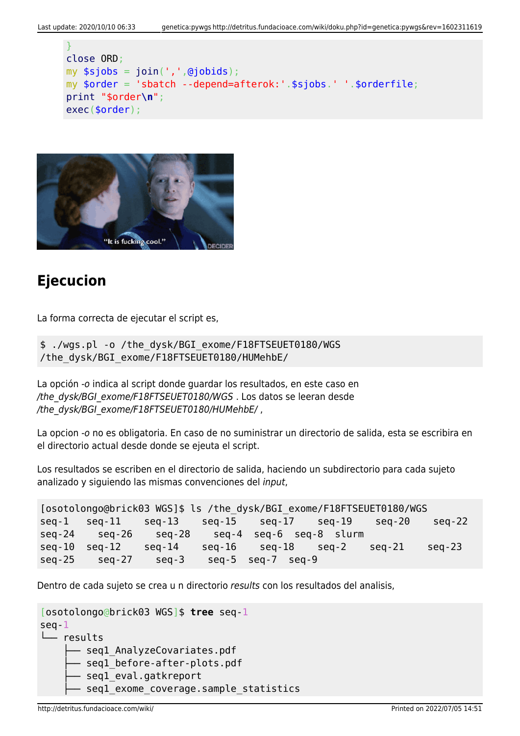```
}
close ORD;
my $sjobs = join(',',@jobids);
my $order = 'sbatch --depend=afterok:'.$sjobs.' '.$orderfile;
print "$order\n";
exec($order);
```

## Ejecucion

La forma correcta de ejecutar el script es,

```
$ ./wgs.pl -o /the_dysk/BGI_exome/F18FTSEUET0180/WGS
/the_dysk/BGI_exome/F18FTSEUET0180/HUMehbE/
```

La opción *-o* indica al script donde guardar los resultados, en este caso en */the_dysk/BGI_exome/F18FTSEUET0180/WGS* . Los datos se leeran desde */the_dysk/BGI_exome/F18FTSEUET0180/HUMehbE/* ,

La opcion *-o* no es obligatoria. En caso de no suministrar un directorio de salida, esta se escribira en el directorio actual desde donde se ejeuta el script.

Los resultados se escriben en el directorio de salida, haciendo un subdirectorio para cada sujeto analizado y siguiendo las mismas convenciones del *input*,

```
[osotolongo@brick03 WGS]$ ls /the_dysk/BGI_exome/F18FTSEUET0180/WGS
seq-1   seq-11   seq-13   seq-15   seq-17   seq-19   seq-20   seq-22
seq-24   seq-26   seq-28   seq-4  seq-6  seq-8  slurm
seq-10  seq-12   seq-14   seq-16   seq-18   seq-2   seq-21   seq-23
seq-25   seq-27   seq-3   seq-5  seq-7  seq-9
```

Dentro de cada sujeto se crea u n directorio *results* con los resultados del analisis,

```
[osotolongo@brick03 WGS]$ tree seq-1
seq-1
└── results
    ├── seq1_AnalyzeCovariates.pdf
    ├── seq1_before-after-plots.pdf
    ├── seq1_eval.gatkreport
    ├── seq1_exome_coverage.sample_statistics
```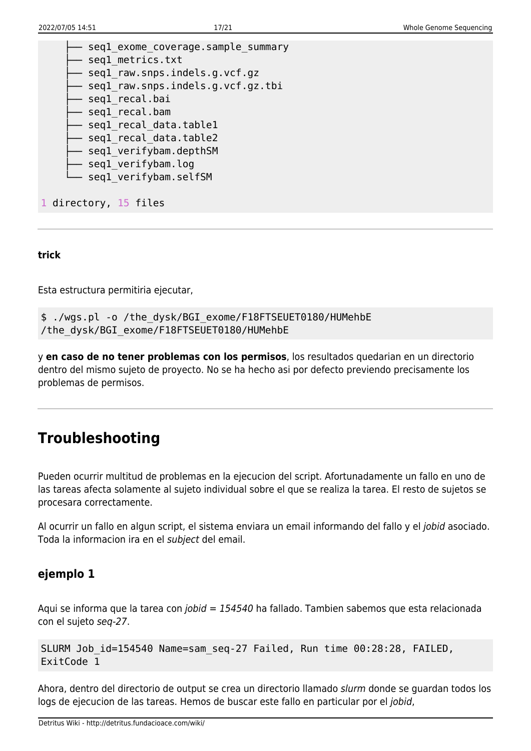```
    ├── seq1_exome_coverage.sample_summary
    ├── seq1_metrics.txt
    ├── seq1_raw.snps.indels.g.vcf.gz
    ├── seq1_raw.snps.indels.g.vcf.gz.tbi
    ├── seq1_recal.bai
    ├── seq1_recal.bam
    ├── seq1_recal_data.table1
    ├── seq1_recal_data.table2
    ├── seq1_verifybam.depthSM
    ├── seq1_verifybam.log
    └── seq1_verifybam.selfSM

1 directory, 15 files
```

---

**trick**

Esta estructura permitiria ejecutar,

```
$ ./wgs.pl -o /the_dysk/BGI_exome/F18FTSEUET0180/HUMehbE
/the_dysk/BGI_exome/F18FTSEUET0180/HUMehbE
```

y **en caso de no tener problemas con los permisos**, los resultados quedarian en un directorio dentro del mismo sujeto de proyecto. No se ha hecho asi por defecto previendo precisamente los problemas de permisos.

---

# Troubleshooting

Pueden ocurrir multitud de problemas en la ejecucion del script. Afortunadamente un fallo en uno de las tareas afecta solamente al sujeto individual sobre el que se realiza la tarea. El resto de sujetos se procesara correctamente.

Al ocurrir un fallo en algun script, el sistema enviara un email informando del fallo y el *jobid* asociado. Toda la informacion ira en el *subject* del email.

## ejemplo 1

Aqui se informa que la tarea con *jobid = 154540* ha fallado. Tambien sabemos que esta relacionada con el sujeto *seq-27*.

```
SLURM Job_id=154540 Name=sam_seq-27 Failed, Run time 00:28:28, FAILED,
ExitCode 1
```

Ahora, dentro del directorio de output se crea un directorio llamado *slurm* donde se guardan todos los logs de ejecucion de las tareas. Hemos de buscar este fallo en particular por el *jobid*,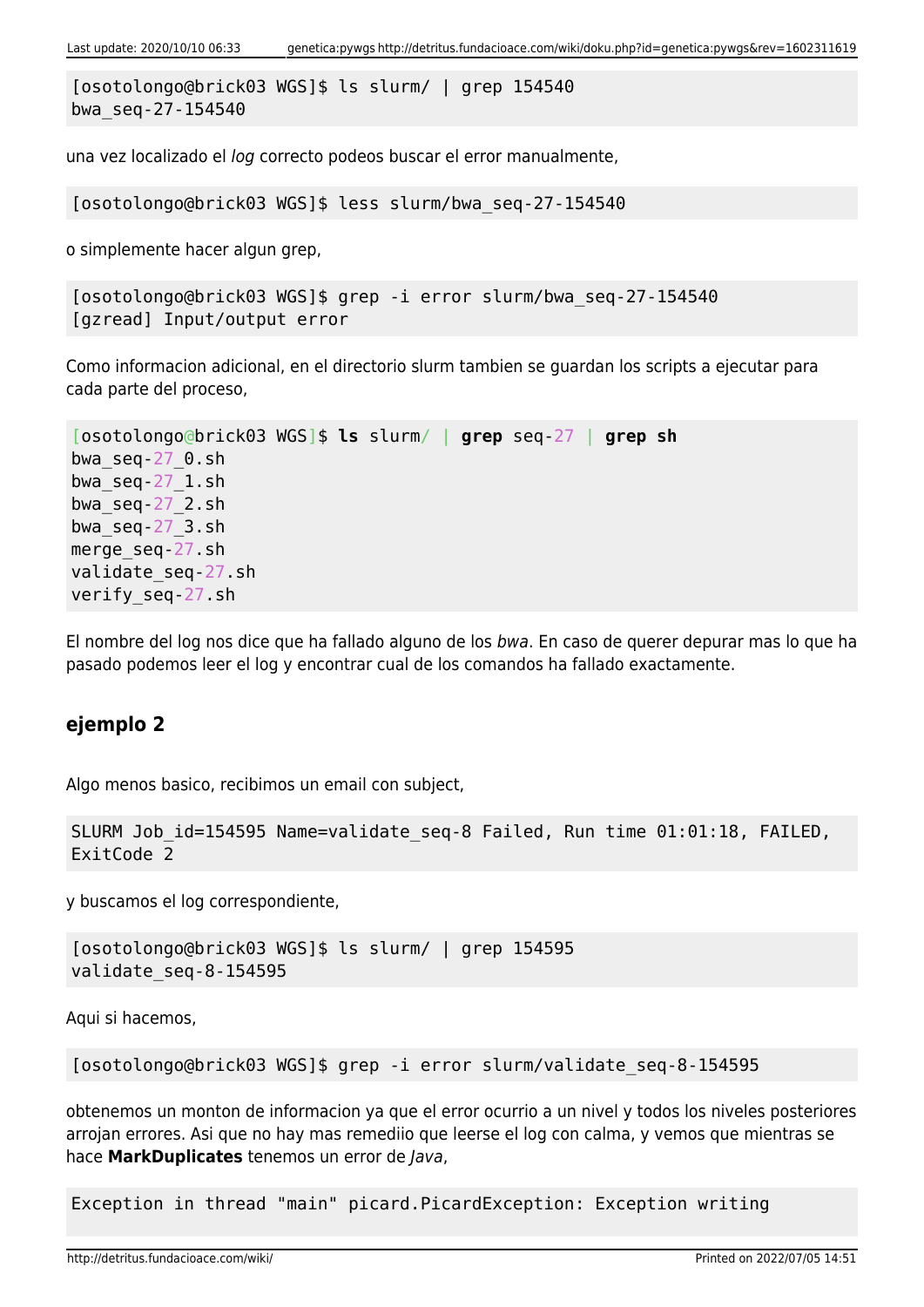```
[osotolongo@brick03 WGS]$ ls slurm/ | grep 154540
bwa_seq-27-154540
```

una vez localizado el *log* correcto podeos buscar el error manualmente,

```
[osotolongo@brick03 WGS]$ less slurm/bwa_seq-27-154540
```

o simplemente hacer algun grep,

```
[osotolongo@brick03 WGS]$ grep -i error slurm/bwa_seq-27-154540
[gzread] Input/output error
```

Como informacion adicional, en el directorio slurm tambien se guardan los scripts a ejecutar para cada parte del proceso,

```
[osotolongo@brick03 WGS]$ ls slurm/ | grep seq-27 | grep sh
bwa_seq-27_0.sh
bwa_seq-27_1.sh
bwa_seq-27_2.sh
bwa_seq-27_3.sh
merge_seq-27.sh
validate_seq-27.sh
verify_seq-27.sh
```

El nombre del log nos dice que ha fallado alguno de los *bwa*. En caso de querer depurar mas lo que ha pasado podemos leer el log y encontrar cual de los comandos ha fallado exactamente.

### ejemplo 2

Algo menos basico, recibimos un email con subject,

```
SLURM Job_id=154595 Name=validate_seq-8 Failed, Run time 01:01:18, FAILED, ExitCode 2
```

y buscamos el log correspondiente,

```
[osotolongo@brick03 WGS]$ ls slurm/ | grep 154595
validate_seq-8-154595
```

Aqui si hacemos,

```
[osotolongo@brick03 WGS]$ grep -i error slurm/validate_seq-8-154595
```

obtenemos un monton de informacion ya que el error ocurrio a un nivel y todos los niveles posteriores arrojan errores. Asi que no hay mas remediio que leerse el log con calma, y vemos que mientras se hace **MarkDuplicates** tenemos un error de *Java*,

```
Exception in thread "main" picard.PicardException: Exception writing
```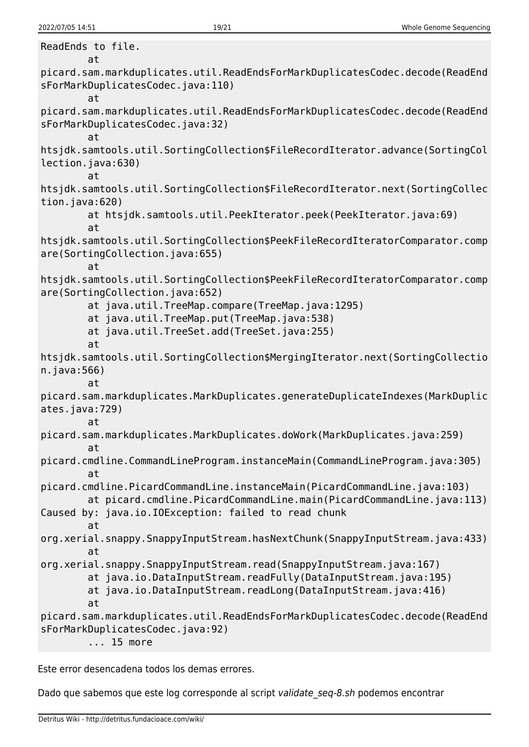```
ReadEnds to file.
        at
picard.sam.markduplicates.util.ReadEndsForMarkDuplicatesCodec.decode(ReadEndsForMarkDuplicatesCodec.java:110)
        at
picard.sam.markduplicates.util.ReadEndsForMarkDuplicatesCodec.decode(ReadEndsForMarkDuplicatesCodec.java:32)
        at
htsjdk.samtools.util.SortingCollection$FileRecordIterator.advance(SortingCollection.java:630)
        at
htsjdk.samtools.util.SortingCollection$FileRecordIterator.next(SortingCollection.java:620)
        at htsjdk.samtools.util.PeekIterator.peek(PeekIterator.java:69)
        at
htsjdk.samtools.util.SortingCollection$PeekFileRecordIteratorComparator.compare(SortingCollection.java:655)
        at
htsjdk.samtools.util.SortingCollection$PeekFileRecordIteratorComparator.compare(SortingCollection.java:652)
        at java.util.TreeMap.compare(TreeMap.java:1295)
        at java.util.TreeMap.put(TreeMap.java:538)
        at java.util.TreeSet.add(TreeSet.java:255)
        at
htsjdk.samtools.util.SortingCollection$MergingIterator.next(SortingCollection.java:566)
        at
picard.sam.markduplicates.MarkDuplicates.generateDuplicateIndexes(MarkDuplicates.java:729)
        at
picard.sam.markduplicates.MarkDuplicates.doWork(MarkDuplicates.java:259)
        at
picard.cmdline.CommandLineProgram.instanceMain(CommandLineProgram.java:305)
        at
picard.cmdline.PicardCommandLine.instanceMain(PicardCommandLine.java:103)
        at picard.cmdline.PicardCommandLine.main(PicardCommandLine.java:113)
Caused by: java.io.IOException: failed to read chunk
        at
org.xerial.snappy.SnappyInputStream.hasNextChunk(SnappyInputStream.java:433)
        at
org.xerial.snappy.SnappyInputStream.read(SnappyInputStream.java:167)
        at java.io.DataInputStream.readFully(DataInputStream.java:195)
        at java.io.DataInputStream.readLong(DataInputStream.java:416)
        at
picard.sam.markduplicates.util.ReadEndsForMarkDuplicatesCodec.decode(ReadEndsForMarkDuplicatesCodec.java:92)
        ... 15 more
```

Este error desencadena todos los demas errores.

Dado que sabemos que este log corresponde al script *validate_seq-8.sh* podemos encontrar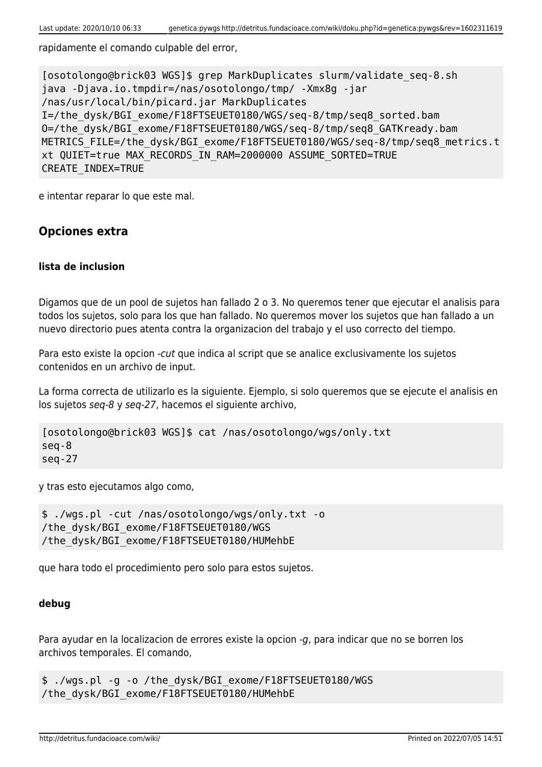rapidamente el comando culpable del error,

```
[osotolongo@brick03 WGS]$ grep MarkDuplicates slurm/validate_seq-8.sh
java -Djava.io.tmpdir=/nas/osotolongo/tmp/ -Xmx8g -jar
/nas/usr/local/bin/picard.jar MarkDuplicates
I=/the_dysk/BGI_exome/F18FTSEUET0180/WGS/seq-8/tmp/seq8_sorted.bam
O=/the_dysk/BGI_exome/F18FTSEUET0180/WGS/seq-8/tmp/seq8_GATKready.bam
METRICS_FILE=/the_dysk/BGI_exome/F18FTSEUET0180/WGS/seq-8/tmp/seq8_metrics.t
xt QUIET=true MAX_RECORDS_IN_RAM=2000000 ASSUME_SORTED=TRUE
CREATE_INDEX=TRUE
```

e intentar reparar lo que este mal.

## Opciones extra

### lista de inclusion

Digamos que de un pool de sujetos han fallado 2 o 3. No queremos tener que ejecutar el analisis para todos los sujetos, solo para los que han fallado. No queremos mover los sujetos que han fallado a un nuevo directorio pues atenta contra la organizacion del trabajo y el uso correcto del tiempo.

Para esto existe la opcion *-cut* que indica al script que se analice exclusivamente los sujetos contenidos en un archivo de input.

La forma correcta de utilizarlo es la siguiente. Ejemplo, si solo queremos que se ejecute el analisis en los sujetos *seq-8* y *seq-27*, hacemos el siguiente archivo,

```
[osotolongo@brick03 WGS]$ cat /nas/osotolongo/wgs/only.txt
seq-8
seq-27
```

y tras esto ejecutamos algo como,

```
$ ./wgs.pl -cut /nas/osotolongo/wgs/only.txt -o
/the_dysk/BGI_exome/F18FTSEUET0180/WGS
/the_dysk/BGI_exome/F18FTSEUET0180/HUMehbE
```

que hara todo el procedimiento pero solo para estos sujetos.

### debug

Para ayudar en la localizacion de errores existe la opcion *-g*, para indicar que no se borren los archivos temporales. El comando,

```
$ ./wgs.pl -g -o /the_dysk/BGI_exome/F18FTSEUET0180/WGS
/the_dysk/BGI_exome/F18FTSEUET0180/HUMehbE
```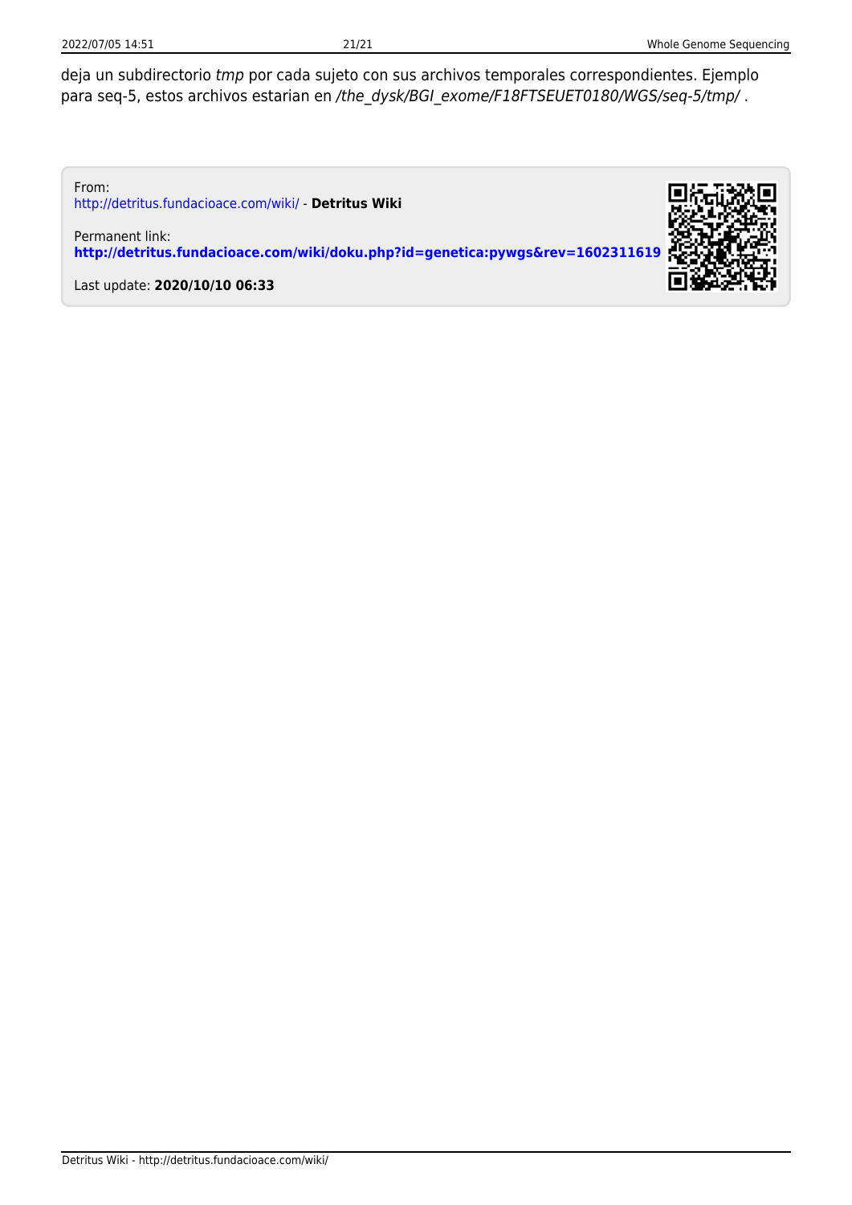deja un subdirectorio *tmp* por cada sujeto con sus archivos temporales correspondientes. Ejemplo para seq-5, estos archivos estarian en */the_dysk/BGI_exome/F18FTSEUET0180/WGS/seq-5/tmp/* .

From:
http://detritus.fundacioace.com/wiki/ - **Detritus Wiki**

Permanent link:
**http://detritus.fundacioace.com/wiki/doku.php?id=genetica:pywgs&rev=1602311619**

Last update: **2020/10/10 06:33**